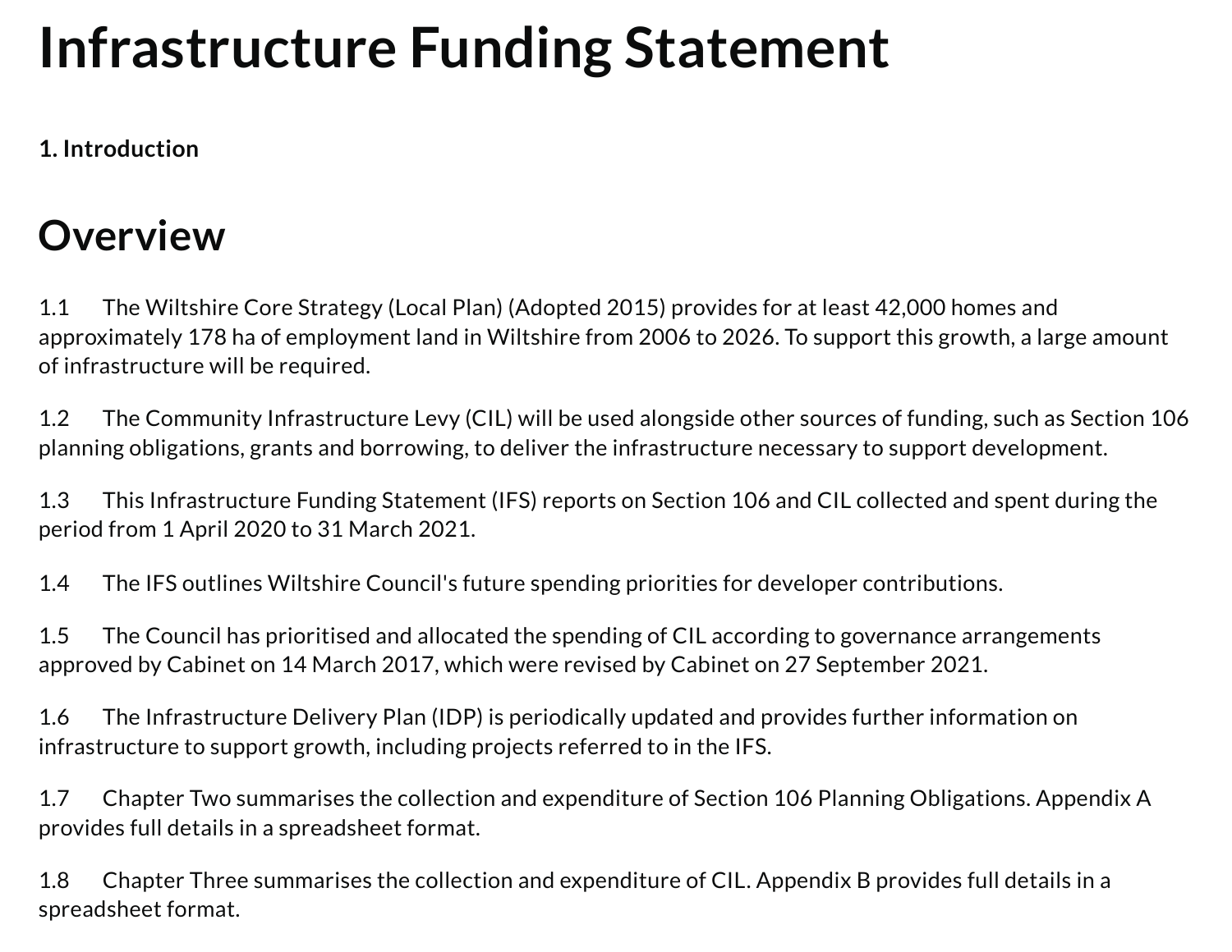# Infrastructure Funding Statement

**1. Introduction**

## Overview

1.1 The Wiltshire Core Strategy (Local Plan) (Adopted 2015) provides for at least 42,000 homes and approximately 178 ha of employment land in Wiltshire from 2006 to 2026. To support this growth, a large amount of infrastructure will be required.

1.2 The Community Infrastructure Levy (CIL) will be used alongside other sources of funding, such as Section 106 planning obligations, grants and borrowing, to deliver the infrastructure necessary to support development.

1.3 This Infrastructure Funding Statement (IFS) reports on Section 106 and CIL collected and spent during the period from 1 April 2020 to 31 March 2021.

1.4 The IFS outlines Wiltshire Council's future spending priorities for developer contributions.

1.5 The Council has prioritised and allocated the spending of CIL according to governance arrangements approved by Cabinet on 14 March 2017, which were revised by Cabinet on 27 September 2021.

1.6 The Infrastructure Delivery Plan (IDP) is periodically updated and provides further information on infrastructure to support growth, including projects referred to in the IFS.

1.7 Chapter Two summarises the collection and expenditure of Section 106 Planning Obligations. Appendix A provides full details in a spreadsheet format.

1.8 Chapter Three summarises the collection and expenditure of CIL. Appendix B provides full details in a spreadsheet format.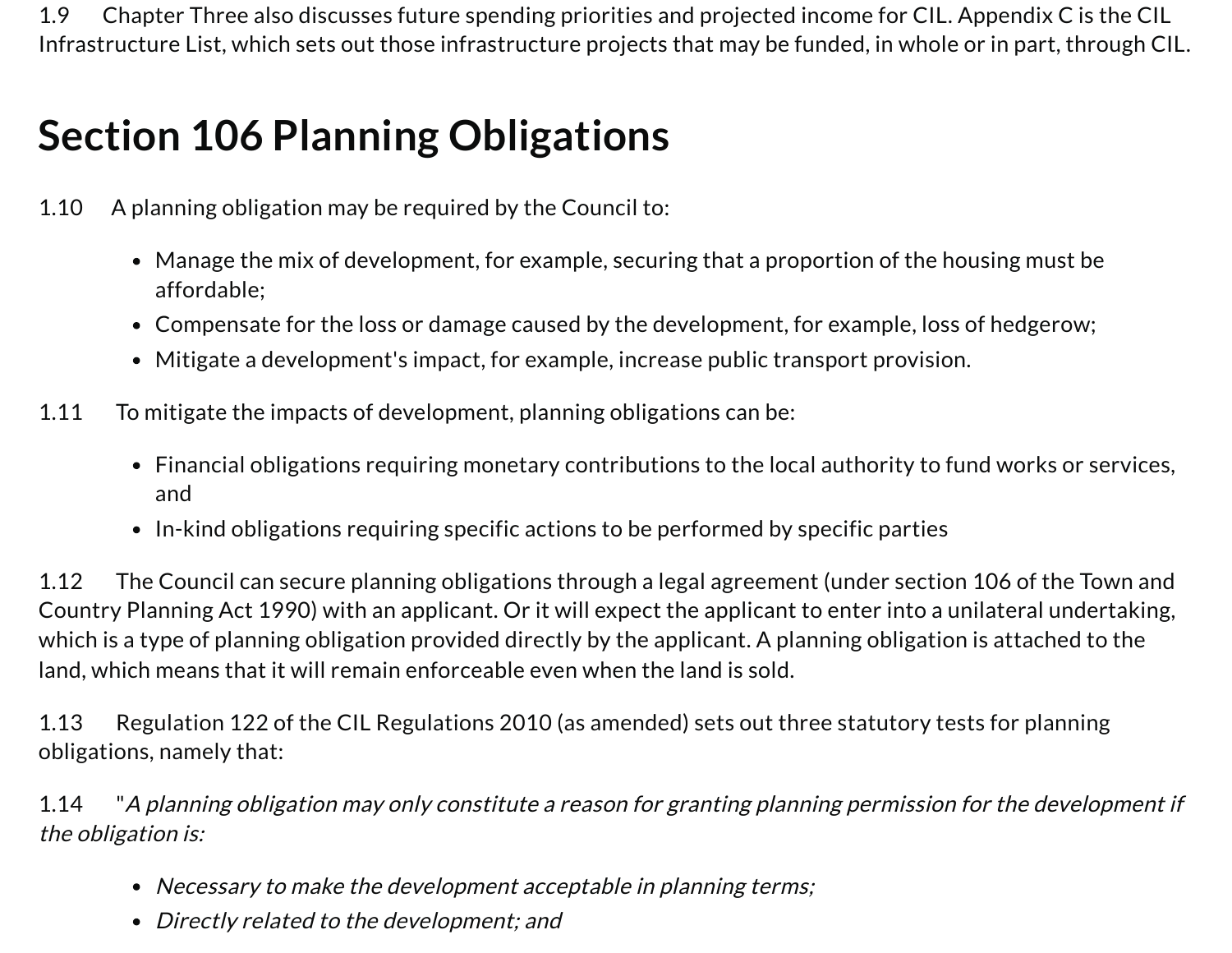1.9 Chapter Three also discusses future spending priorities and projected income for CIL. Appendix C is the CIL Infrastructure List, which sets out those infrastructure projects that may be funded, in whole or in part, through CIL.

# Section 106 Planning Obligations

1.10 A planning obligation may be required by the Council to:

- Manage the mix of development, for example, securing that a proportion of the housing must be affordable;
- Compensate for the loss or damage caused by the development, for example, loss of hedgerow;
- Mitigate a development's impact, for example, increase public transport provision.

1.11 To mitigate the impacts of development, planning obligations can be:

- Financial obligations requiring monetary contributions to the local authority to fund works or services, and
- In-kind obligations requiring specific actions to be performed by specific parties

1.12 The Council can secure planning obligations through a legal agreement (under section 106 of the Town and Country Planning Act 1990) with an applicant. Or it will expect the applicant to enter into a unilateral undertaking, which is a type of planning obligation provided directly by the applicant. A planning obligation is attached to the land, which means that it will remain enforceable even when the land is sold.

1.13 Regulation 122 of the CIL Regulations 2010 (as amended) sets out three statutory tests for planning obligations, namely that:

1.14 "*A planning obligation may only constitute a reason for granting planning permission for the development if the obligation is:*

- *Necessary to make the development acceptable in planning terms;*
- *Directly related to the development; and*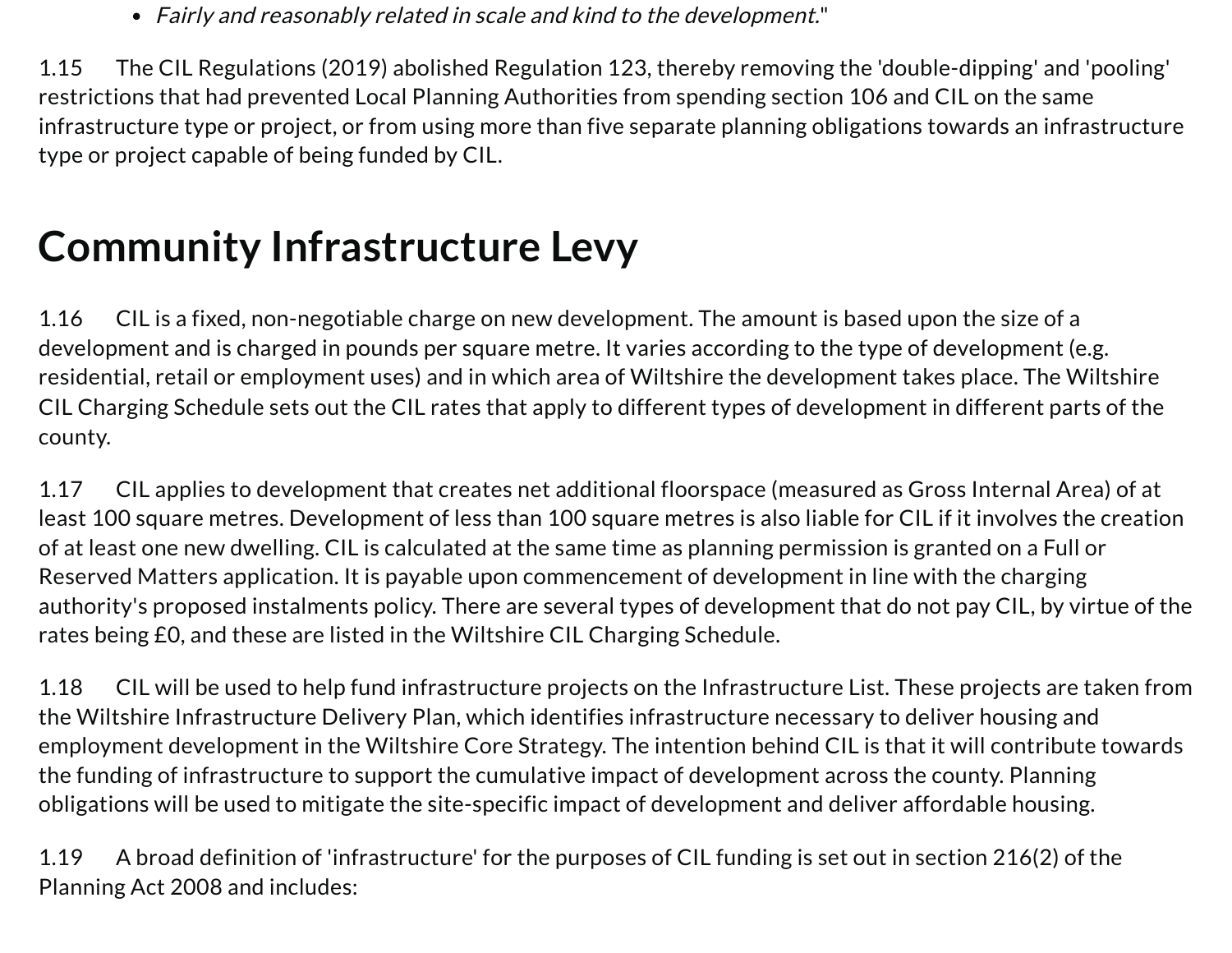- *Fairly and reasonably related in scale and kind to the development.*"

1.15 The CIL Regulations (2019) abolished Regulation 123, thereby removing the 'double-dipping' and 'pooling' restrictions that had prevented Local Planning Authorities from spending section 106 and CIL on the same infrastructure type or project, or from using more than five separate planning obligations towards an infrastructure type or project capable of being funded by CIL.

# Community Infrastructure Levy

1.16 CIL is a fixed, non-negotiable charge on new development. The amount is based upon the size of a development and is charged in pounds per square metre. It varies according to the type of development (e.g. residential, retail or employment uses) and in which area of Wiltshire the development takes place. The Wiltshire CIL Charging Schedule sets out the CIL rates that apply to different types of development in different parts of the county.

1.17 CIL applies to development that creates net additional floorspace (measured as Gross Internal Area) of at least 100 square metres. Development of less than 100 square metres is also liable for CIL if it involves the creation of at least one new dwelling. CIL is calculated at the same time as planning permission is granted on a Full or Reserved Matters application. It is payable upon commencement of development in line with the charging authority's proposed instalments policy. There are several types of development that do not pay CIL, by virtue of the rates being £0, and these are listed in the Wiltshire CIL Charging Schedule.

1.18 CIL will be used to help fund infrastructure projects on the Infrastructure List. These projects are taken from the Wiltshire Infrastructure Delivery Plan, which identifies infrastructure necessary to deliver housing and employment development in the Wiltshire Core Strategy. The intention behind CIL is that it will contribute towards the funding of infrastructure to support the cumulative impact of development across the county. Planning obligations will be used to mitigate the site-specific impact of development and deliver affordable housing.

1.19 A broad definition of 'infrastructure' for the purposes of CIL funding is set out in section 216(2) of the Planning Act 2008 and includes: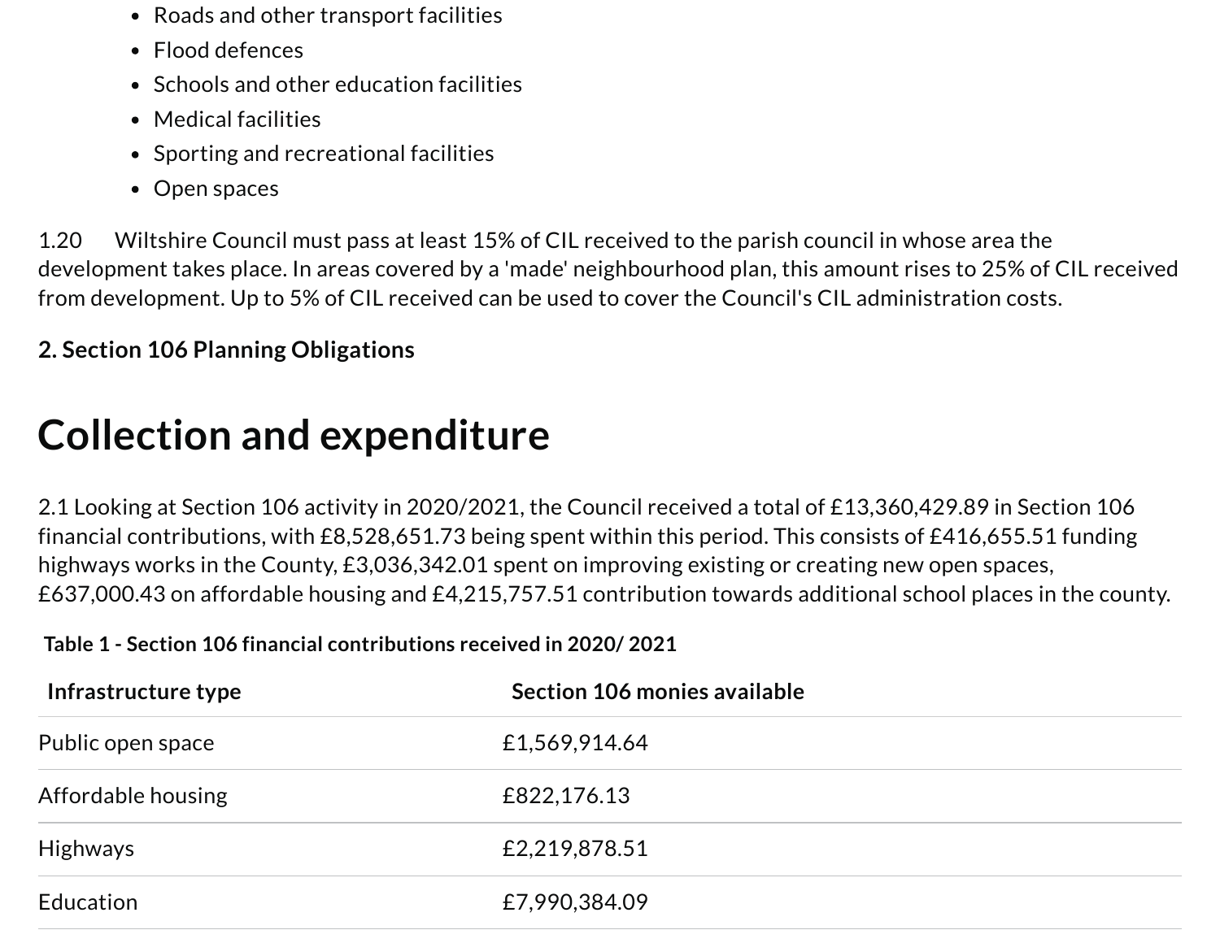- Roads and other transport facilities
- Flood defences
- Schools and other education facilities
- Medical facilities
- Sporting and recreational facilities
- Open spaces

1.20 Wiltshire Council must pass at least 15% of CIL received to the parish council in whose area the development takes place. In areas covered by a 'made' neighbourhood plan, this amount rises to 25% of CIL received from development. Up to 5% of CIL received can be used to cover the Council's CIL administration costs.

**2. Section 106 Planning Obligations**

# Collection and expenditure

2.1 Looking at Section 106 activity in 2020/2021, the Council received a total of £13,360,429.89 in Section 106 financial contributions, with £8,528,651.73 being spent within this period. This consists of £416,655.51 funding highways works in the County, £3,036,342.01 spent on improving existing or creating new open spaces, £637,000.43 on affordable housing and £4,215,757.51 contribution towards additional school places in the county.

**Table 1 - Section 106 financial contributions received in 2020/ 2021**

| Infrastructure type | Section 106 monies available |
|---|---|
| Public open space | £1,569,914.64 |
| Affordable housing | £822,176.13 |
| Highways | £2,219,878.51 |
| Education | £7,990,384.09 |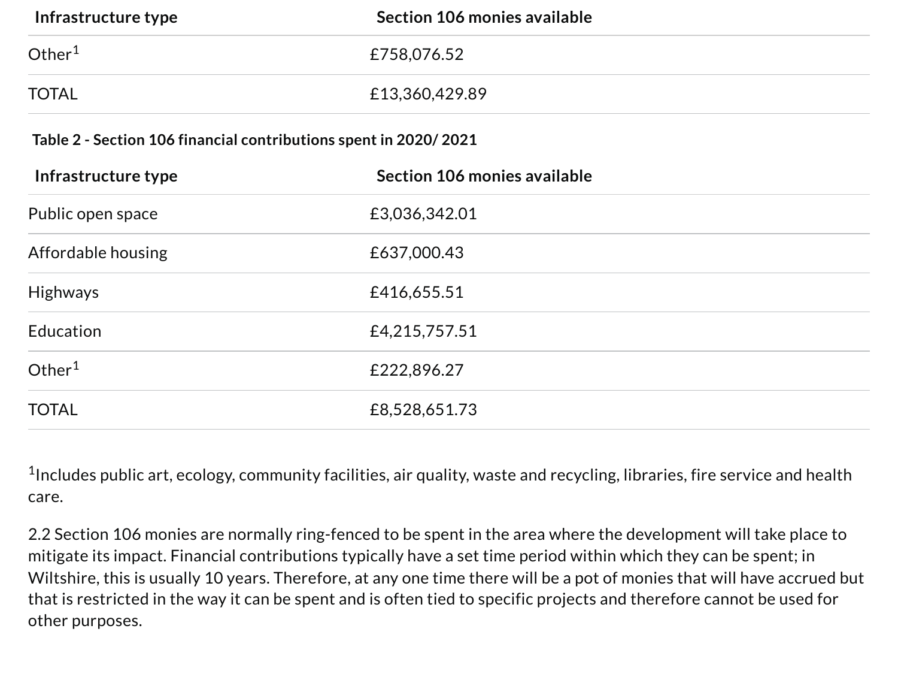| Infrastructure type | Section 106 monies available |
|---|---|
| Other[1] | £758,076.52 |
| TOTAL | £13,360,429.89 |

**Table 2 - Section 106 financial contributions spent in 2020/ 2021**

| Infrastructure type | Section 106 monies available |
|---|---|
| Public open space | £3,036,342.01 |
| Affordable housing | £637,000.43 |
| Highways | £416,655.51 |
| Education | £4,215,757.51 |
| Other[1] | £222,896.27 |
| TOTAL | £8,528,651.73 |

[1]Includes public art, ecology, community facilities, air quality, waste and recycling, libraries, fire service and health care.

2.2 Section 106 monies are normally ring-fenced to be spent in the area where the development will take place to mitigate its impact. Financial contributions typically have a set time period within which they can be spent; in Wiltshire, this is usually 10 years. Therefore, at any one time there will be a pot of monies that will have accrued but that is restricted in the way it can be spent and is often tied to specific projects and therefore cannot be used for other purposes.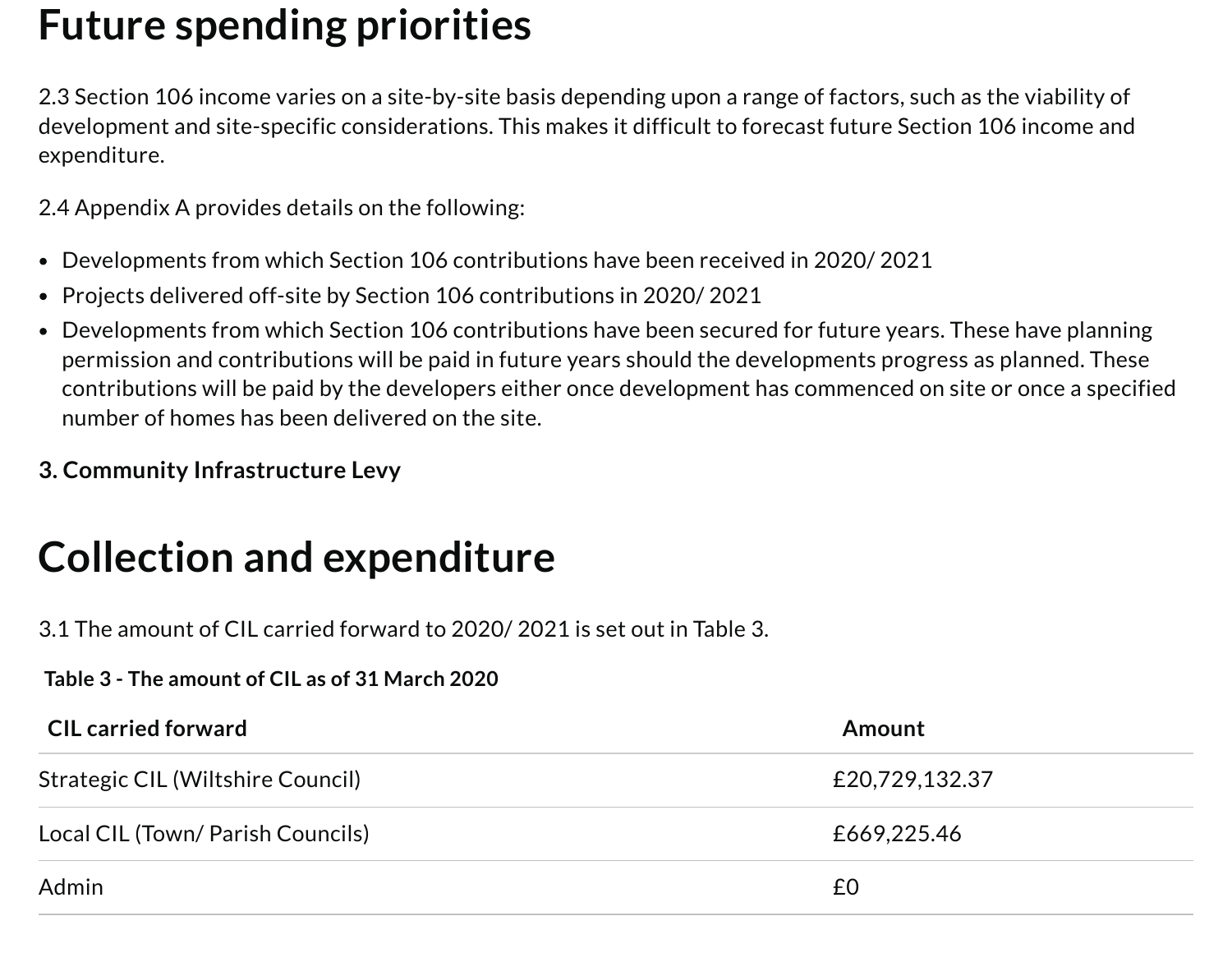# Future spending priorities

2.3 Section 106 income varies on a site-by-site basis depending upon a range of factors, such as the viability of development and site-specific considerations. This makes it difficult to forecast future Section 106 income and expenditure.

2.4 Appendix A provides details on the following:

- Developments from which Section 106 contributions have been received in 2020/ 2021
- Projects delivered off-site by Section 106 contributions in 2020/ 2021
- Developments from which Section 106 contributions have been secured for future years. These have planning permission and contributions will be paid in future years should the developments progress as planned. These contributions will be paid by the developers either once development has commenced on site or once a specified number of homes has been delivered on the site.

**3. Community Infrastructure Levy**

# Collection and expenditure

3.1 The amount of CIL carried forward to 2020/ 2021 is set out in Table 3.

**Table 3 - The amount of CIL as of 31 March 2020**

| CIL carried forward | Amount |
|---|---|
| Strategic CIL (Wiltshire Council) | £20,729,132.37 |
| Local CIL (Town/ Parish Councils) | £669,225.46 |
| Admin | £0 |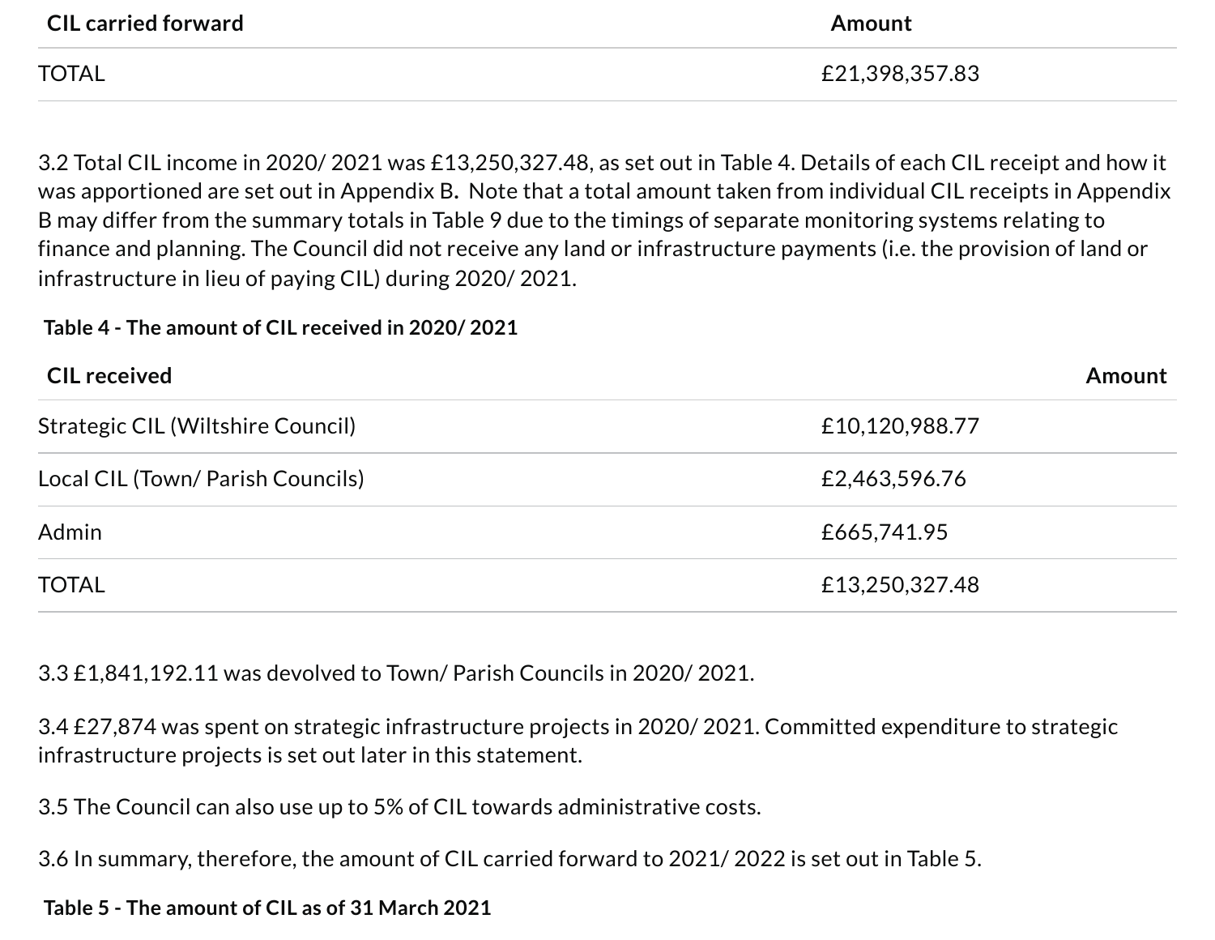| CIL carried forward | Amount |
|---|---|
| TOTAL | £21,398,357.83 |

3.2 Total CIL income in 2020/ 2021 was £13,250,327.48, as set out in Table 4. Details of each CIL receipt and how it was apportioned are set out in Appendix B. Note that a total amount taken from individual CIL receipts in Appendix B may differ from the summary totals in Table 9 due to the timings of separate monitoring systems relating to finance and planning. The Council did not receive any land or infrastructure payments (i.e. the provision of land or infrastructure in lieu of paying CIL) during 2020/ 2021.

**Table 4 - The amount of CIL received in 2020/ 2021**

| CIL received | Amount |
|---|---|
| Strategic CIL (Wiltshire Council) | £10,120,988.77 |
| Local CIL (Town/ Parish Councils) | £2,463,596.76 |
| Admin | £665,741.95 |
| TOTAL | £13,250,327.48 |

3.3 £1,841,192.11 was devolved to Town/ Parish Councils in 2020/ 2021.

3.4 £27,874 was spent on strategic infrastructure projects in 2020/ 2021. Committed expenditure to strategic infrastructure projects is set out later in this statement.

3.5 The Council can also use up to 5% of CIL towards administrative costs.

3.6 In summary, therefore, the amount of CIL carried forward to 2021/ 2022 is set out in Table 5.

**Table 5 - The amount of CIL as of 31 March 2021**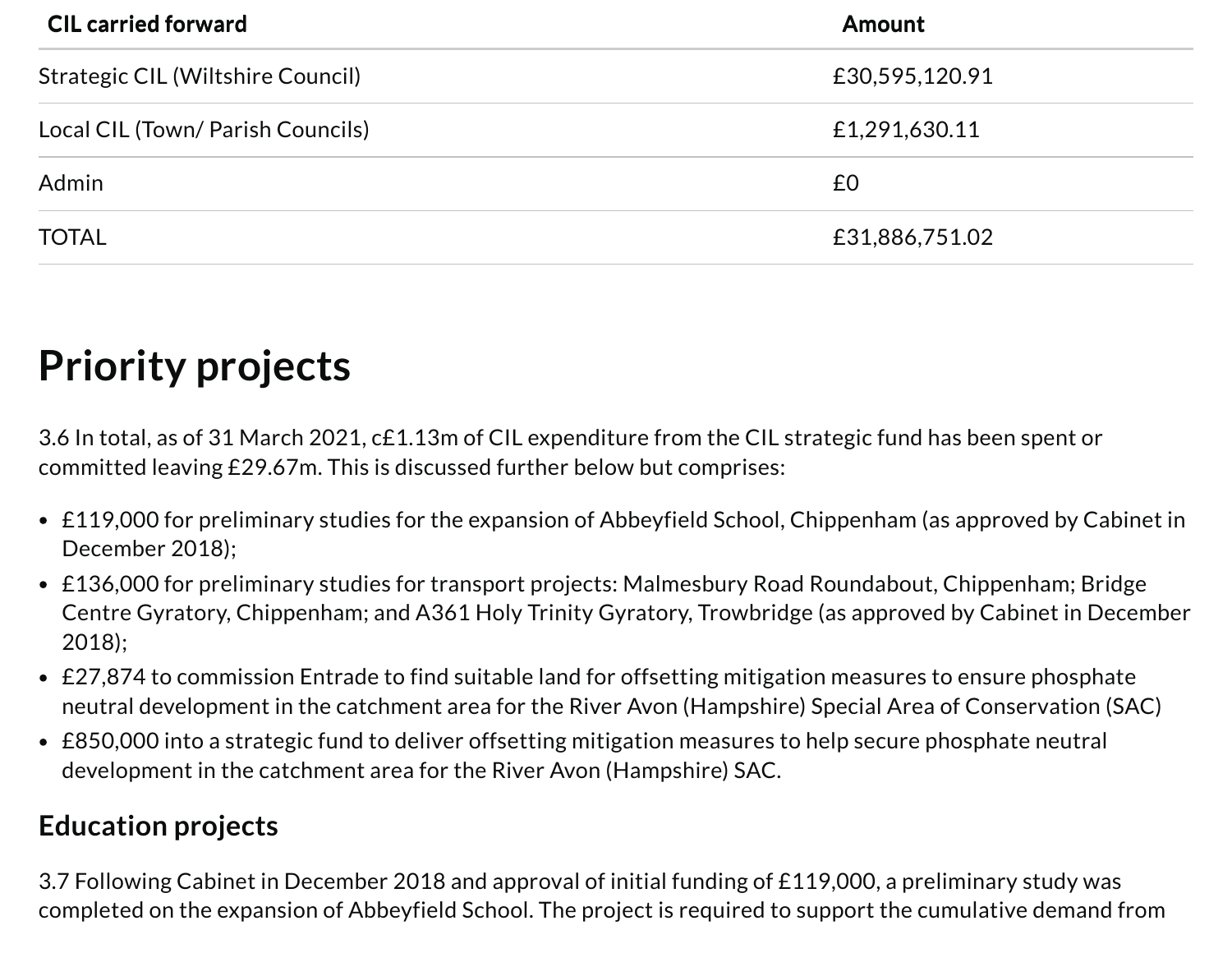| CIL carried forward | Amount |
| --- | --- |
| Strategic CIL (Wiltshire Council) | £30,595,120.91 |
| Local CIL (Town/ Parish Councils) | £1,291,630.11 |
| Admin | £0 |
| TOTAL | £31,886,751.02 |

# Priority projects

3.6 In total, as of 31 March 2021, c£1.13m of CIL expenditure from the CIL strategic fund has been spent or committed leaving £29.67m. This is discussed further below but comprises:

- £119,000 for preliminary studies for the expansion of Abbeyfield School, Chippenham (as approved by Cabinet in December 2018);
- £136,000 for preliminary studies for transport projects: Malmesbury Road Roundabout, Chippenham; Bridge Centre Gyratory, Chippenham; and A361 Holy Trinity Gyratory, Trowbridge (as approved by Cabinet in December 2018);
- £27,874 to commission Entrade to find suitable land for offsetting mitigation measures to ensure phosphate neutral development in the catchment area for the River Avon (Hampshire) Special Area of Conservation (SAC)
- £850,000 into a strategic fund to deliver offsetting mitigation measures to help secure phosphate neutral development in the catchment area for the River Avon (Hampshire) SAC.

## Education projects

3.7 Following Cabinet in December 2018 and approval of initial funding of £119,000, a preliminary study was completed on the expansion of Abbeyfield School. The project is required to support the cumulative demand from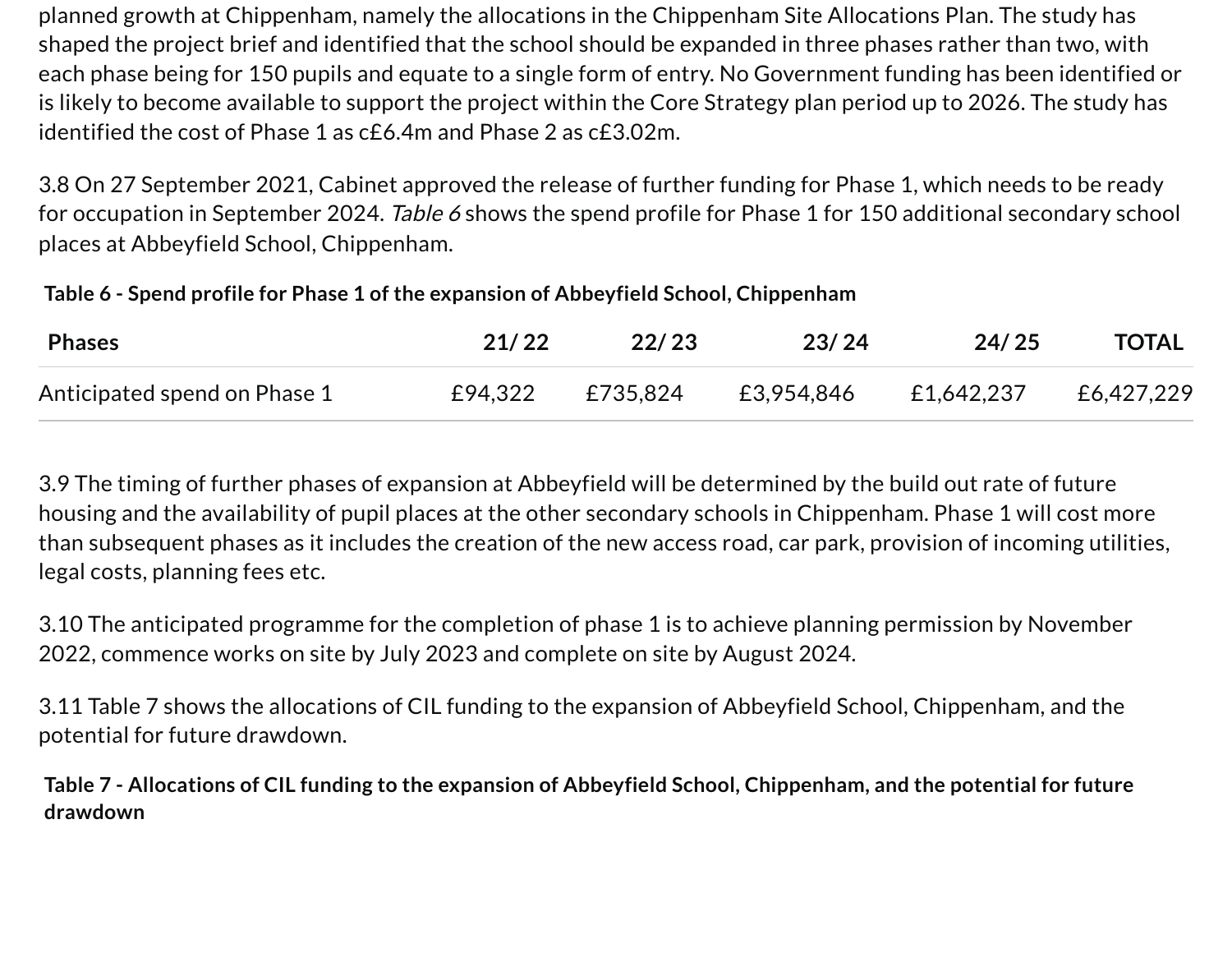planned growth at Chippenham, namely the allocations in the Chippenham Site Allocations Plan. The study has shaped the project brief and identified that the school should be expanded in three phases rather than two, with each phase being for 150 pupils and equate to a single form of entry. No Government funding has been identified or is likely to become available to support the project within the Core Strategy plan period up to 2026. The study has identified the cost of Phase 1 as c£6.4m and Phase 2 as c£3.02m.

3.8 On 27 September 2021, Cabinet approved the release of further funding for Phase 1, which needs to be ready for occupation in September 2024. *Table 6* shows the spend profile for Phase 1 for 150 additional secondary school places at Abbeyfield School, Chippenham.

**Table 6 - Spend profile for Phase 1 of the expansion of Abbeyfield School, Chippenham**

| Phases | 21/ 22 | 22/ 23 | 23/ 24 | 24/ 25 | TOTAL |
|---|---|---|---|---|---|
| Anticipated spend on Phase 1 | £94,322 | £735,824 | £3,954,846 | £1,642,237 | £6,427,229 |

3.9 The timing of further phases of expansion at Abbeyfield will be determined by the build out rate of future housing and the availability of pupil places at the other secondary schools in Chippenham. Phase 1 will cost more than subsequent phases as it includes the creation of the new access road, car park, provision of incoming utilities, legal costs, planning fees etc.

3.10 The anticipated programme for the completion of phase 1 is to achieve planning permission by November 2022, commence works on site by July 2023 and complete on site by August 2024.

3.11 Table 7 shows the allocations of CIL funding to the expansion of Abbeyfield School, Chippenham, and the potential for future drawdown.

**Table 7 - Allocations of CIL funding to the expansion of Abbeyfield School, Chippenham, and the potential for future drawdown**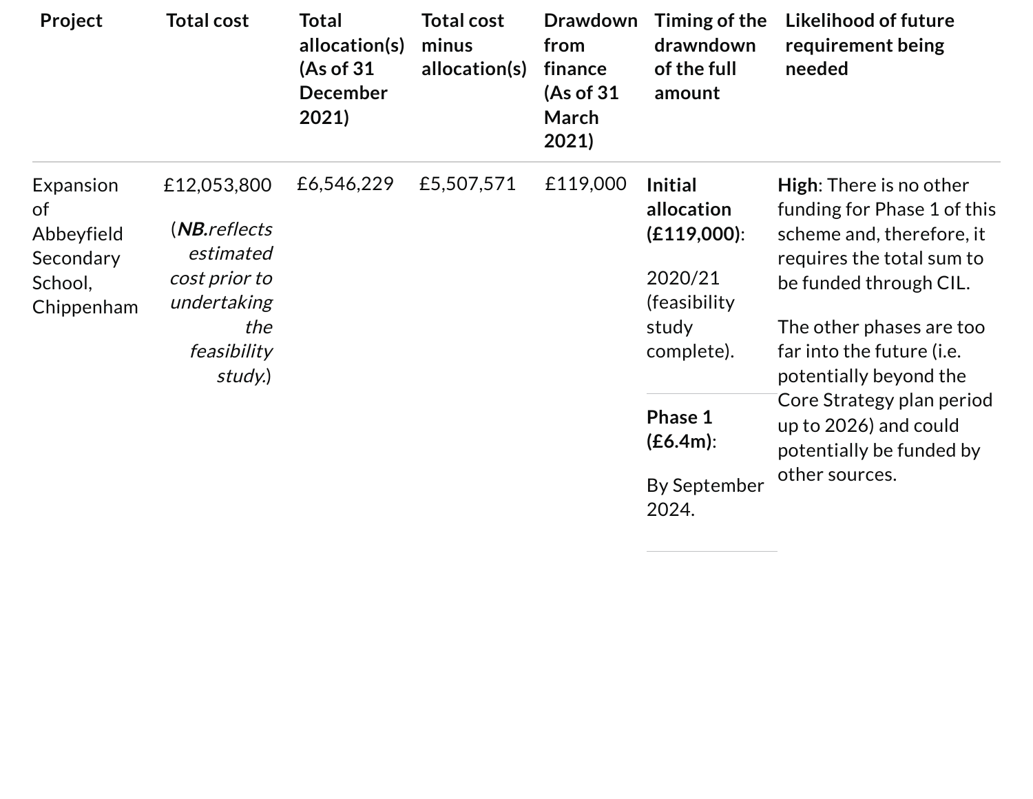| Project | Total cost | Total allocation(s) (As of 31 December 2021) | Total cost minus allocation(s) | Drawdown from finance (As of 31 March 2021) | Timing of the drawndown of the full amount | Likelihood of future requirement being needed |
|---|---|---|---|---|---|---|
| Expansion of Abbeyfield Secondary School, Chippenham | £12,053,800 (***NB.****reflects estimated cost prior to undertaking the feasibility study.*) | £6,546,229 | £5,507,571 | £119,000 | **Initial allocation (£119,000)**: 2020/21 (feasibility study complete). **Phase 1 (£6.4m)**: By September 2024. | **High**: There is no other funding for Phase 1 of this scheme and, therefore, it requires the total sum to be funded through CIL. The other phases are too far into the future (i.e. potentially beyond the Core Strategy plan period up to 2026) and could potentially be funded by other sources. |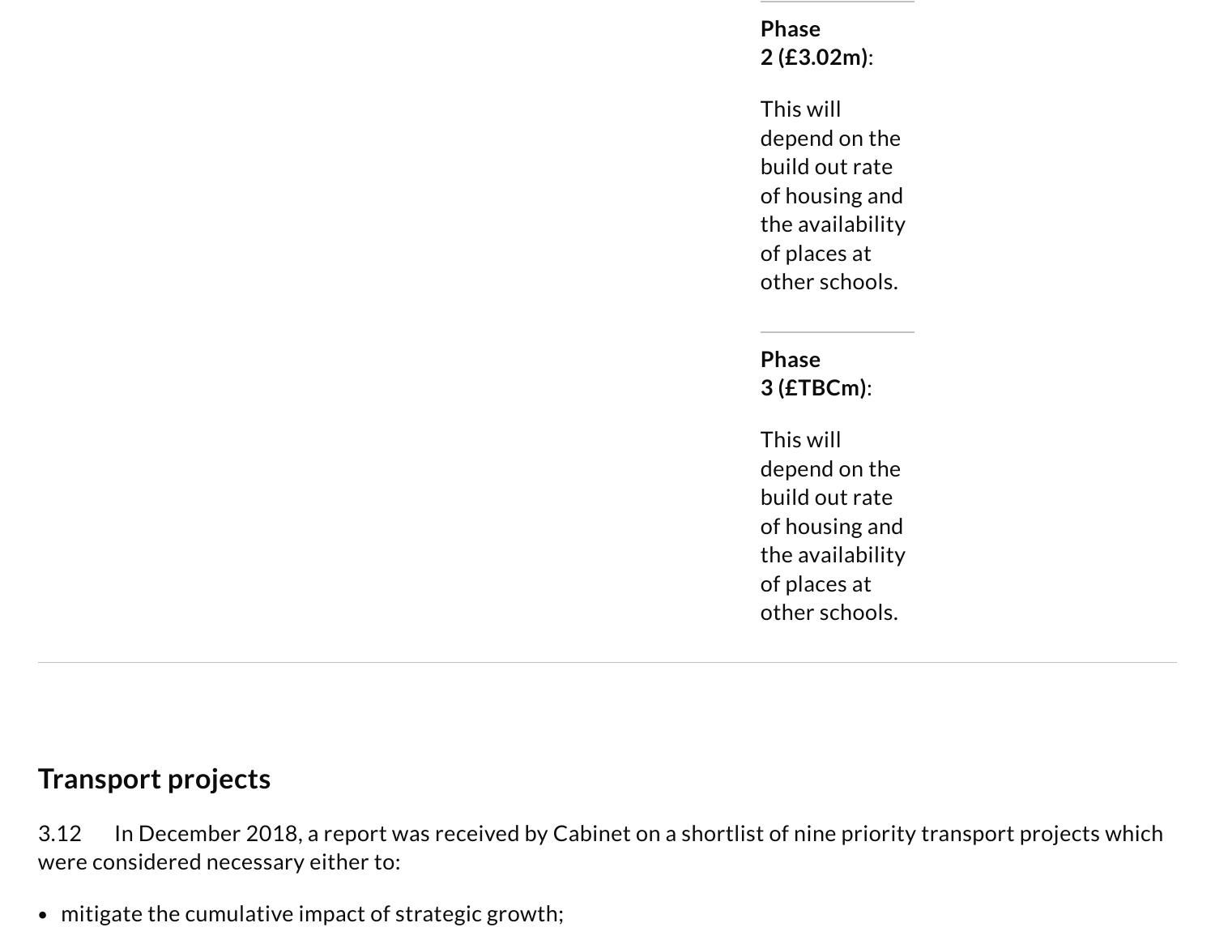| | |
|---|---|
| | **Phase 2 (£3.02m)**:<br><br>This will depend on the build out rate of housing and the availability of places at other schools. |
| | **Phase 3 (£TBCm)**:<br><br>This will depend on the build out rate of housing and the availability of places at other schools. |

## Transport projects

3.12 In December 2018, a report was received by Cabinet on a shortlist of nine priority transport projects which were considered necessary either to:

- mitigate the cumulative impact of strategic growth;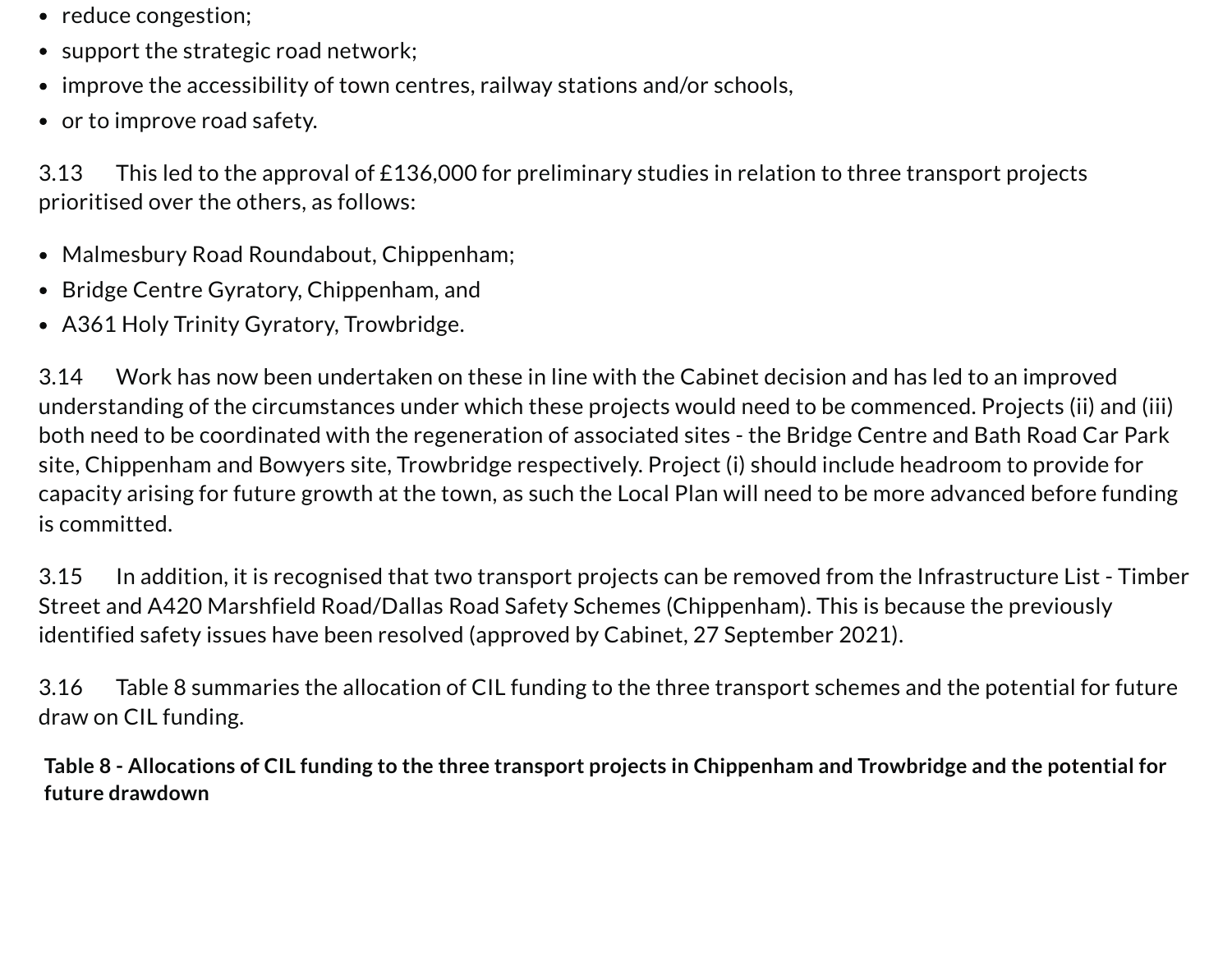- reduce congestion;
- support the strategic road network;
- improve the accessibility of town centres, railway stations and/or schools,
- or to improve road safety.

3.13 This led to the approval of £136,000 for preliminary studies in relation to three transport projects prioritised over the others, as follows:

- Malmesbury Road Roundabout, Chippenham;
- Bridge Centre Gyratory, Chippenham, and
- A361 Holy Trinity Gyratory, Trowbridge.

3.14 Work has now been undertaken on these in line with the Cabinet decision and has led to an improved understanding of the circumstances under which these projects would need to be commenced. Projects (ii) and (iii) both need to be coordinated with the regeneration of associated sites - the Bridge Centre and Bath Road Car Park site, Chippenham and Bowyers site, Trowbridge respectively. Project (i) should include headroom to provide for capacity arising for future growth at the town, as such the Local Plan will need to be more advanced before funding is committed.

3.15 In addition, it is recognised that two transport projects can be removed from the Infrastructure List - Timber Street and A420 Marshfield Road/Dallas Road Safety Schemes (Chippenham). This is because the previously identified safety issues have been resolved (approved by Cabinet, 27 September 2021).

3.16 Table 8 summaries the allocation of CIL funding to the three transport schemes and the potential for future draw on CIL funding.

**Table 8 - Allocations of CIL funding to the three transport projects in Chippenham and Trowbridge and the potential for future drawdown**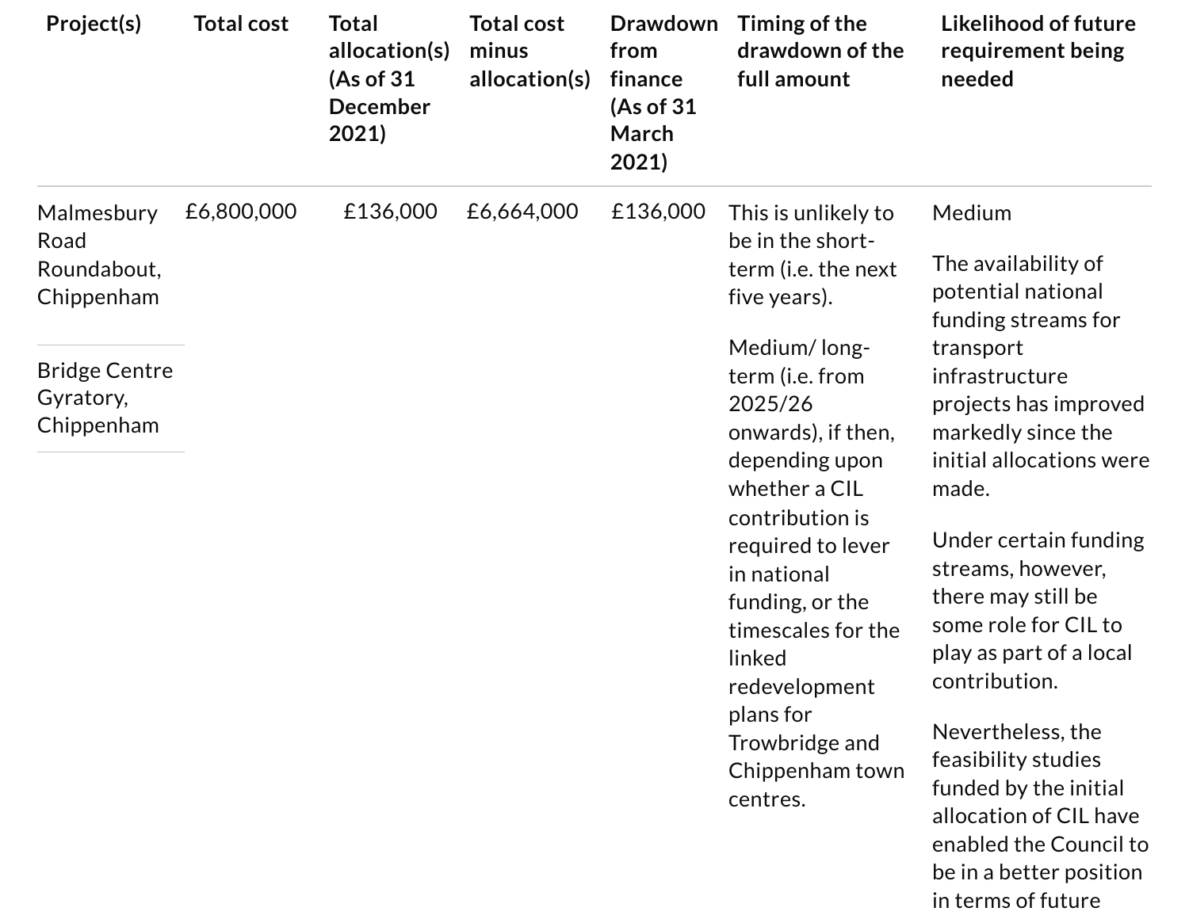| Project(s) | Total cost | Total allocation(s) (As of 31 December 2021) | Total cost minus allocation(s) | Drawdown from finance (As of 31 March 2021) | Timing of the drawdown of the full amount | Likelihood of future requirement being needed |
|---|---|---|---|---|---|---|
| Malmesbury Road Roundabout, Chippenham<br><br>Bridge Centre Gyratory, Chippenham | £6,800,000 | £136,000 | £6,664,000 | £136,000 | This is unlikely to be in the short-term (i.e. the next five years).<br><br>Medium/ long-term (i.e. from 2025/26 onwards), if then, depending upon whether a CIL contribution is required to lever in national funding, or the timescales for the linked redevelopment plans for Trowbridge and Chippenham town centres. | Medium<br><br>The availability of potential national funding streams for transport infrastructure projects has improved markedly since the initial allocations were made.<br><br>Under certain funding streams, however, there may still be some role for CIL to play as part of a local contribution.<br><br>Nevertheless, the feasibility studies funded by the initial allocation of CIL have enabled the Council to be in a better position in terms of future |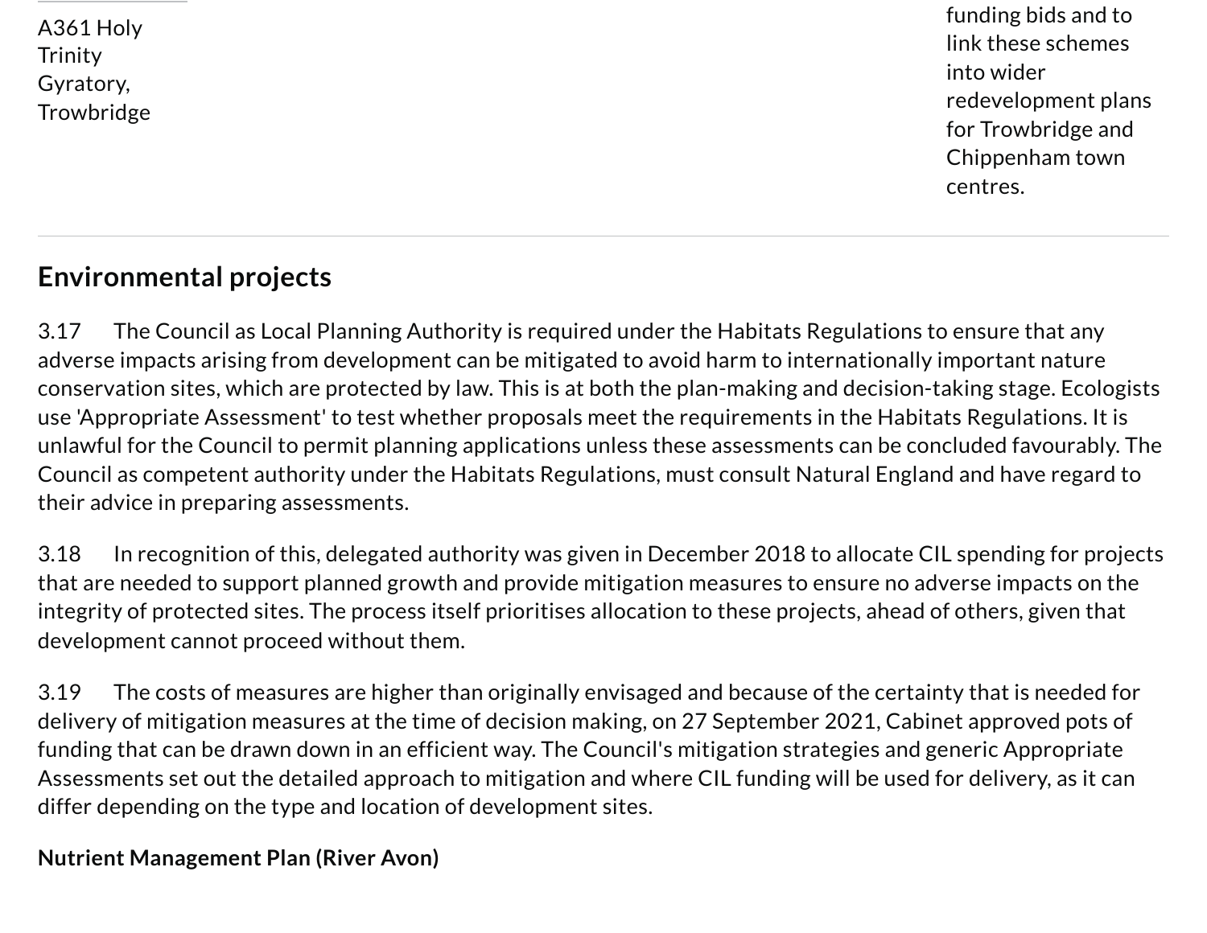| A361 Holy Trinity Gyratory, Trowbridge | | funding bids and to link these schemes into wider redevelopment plans for Trowbridge and Chippenham town centres. |
|---|---|---|

## Environmental projects

3.17 The Council as Local Planning Authority is required under the Habitats Regulations to ensure that any adverse impacts arising from development can be mitigated to avoid harm to internationally important nature conservation sites, which are protected by law. This is at both the plan-making and decision-taking stage. Ecologists use 'Appropriate Assessment' to test whether proposals meet the requirements in the Habitats Regulations. It is unlawful for the Council to permit planning applications unless these assessments can be concluded favourably. The Council as competent authority under the Habitats Regulations, must consult Natural England and have regard to their advice in preparing assessments.

3.18 In recognition of this, delegated authority was given in December 2018 to allocate CIL spending for projects that are needed to support planned growth and provide mitigation measures to ensure no adverse impacts on the integrity of protected sites. The process itself prioritises allocation to these projects, ahead of others, given that development cannot proceed without them.

3.19 The costs of measures are higher than originally envisaged and because of the certainty that is needed for delivery of mitigation measures at the time of decision making, on 27 September 2021, Cabinet approved pots of funding that can be drawn down in an efficient way. The Council's mitigation strategies and generic Appropriate Assessments set out the detailed approach to mitigation and where CIL funding will be used for delivery, as it can differ depending on the type and location of development sites.

**Nutrient Management Plan (River Avon)**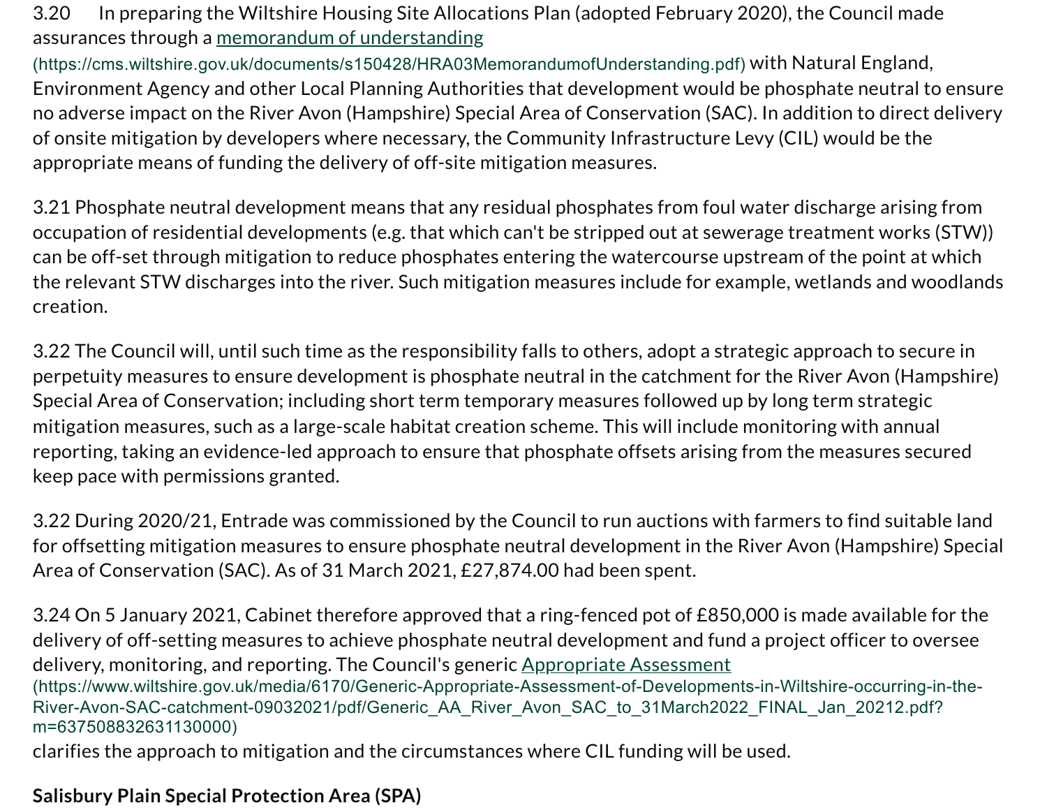3.20 In preparing the Wiltshire Housing Site Allocations Plan (adopted February 2020), the Council made assurances through a [memorandum of understanding](https://cms.wiltshire.gov.uk/documents/s150428/HRA03MemorandumofUnderstanding.pdf) (https://cms.wiltshire.gov.uk/documents/s150428/HRA03MemorandumofUnderstanding.pdf) with Natural England, Environment Agency and other Local Planning Authorities that development would be phosphate neutral to ensure no adverse impact on the River Avon (Hampshire) Special Area of Conservation (SAC). In addition to direct delivery of onsite mitigation by developers where necessary, the Community Infrastructure Levy (CIL) would be the appropriate means of funding the delivery of off-site mitigation measures.

3.21 Phosphate neutral development means that any residual phosphates from foul water discharge arising from occupation of residential developments (e.g. that which can't be stripped out at sewerage treatment works (STW)) can be off-set through mitigation to reduce phosphates entering the watercourse upstream of the point at which the relevant STW discharges into the river. Such mitigation measures include for example, wetlands and woodlands creation.

3.22 The Council will, until such time as the responsibility falls to others, adopt a strategic approach to secure in perpetuity measures to ensure development is phosphate neutral in the catchment for the River Avon (Hampshire) Special Area of Conservation; including short term temporary measures followed up by long term strategic mitigation measures, such as a large-scale habitat creation scheme. This will include monitoring with annual reporting, taking an evidence-led approach to ensure that phosphate offsets arising from the measures secured keep pace with permissions granted.

3.22 During 2020/21, Entrade was commissioned by the Council to run auctions with farmers to find suitable land for offsetting mitigation measures to ensure phosphate neutral development in the River Avon (Hampshire) Special Area of Conservation (SAC). As of 31 March 2021, £27,874.00 had been spent.

3.24 On 5 January 2021, Cabinet therefore approved that a ring-fenced pot of £850,000 is made available for the delivery of off-setting measures to achieve phosphate neutral development and fund a project officer to oversee delivery, monitoring, and reporting. The Council's generic [Appropriate Assessment](https://www.wiltshire.gov.uk/media/6170/Generic-Appropriate-Assessment-of-Developments-in-Wiltshire-occurring-in-the-River-Avon-SAC-catchment-09032021/pdf/Generic_AA_River_Avon_SAC_to_31March2022_FINAL_Jan_20212.pdf?m=637508832631130000) (https://www.wiltshire.gov.uk/media/6170/Generic-Appropriate-Assessment-of-Developments-in-Wiltshire-occurring-in-the-River-Avon-SAC-catchment-09032021/pdf/Generic_AA_River_Avon_SAC_to_31March2022_FINAL_Jan_20212.pdf?m=637508832631130000) clarifies the approach to mitigation and the circumstances where CIL funding will be used.

**Salisbury Plain Special Protection Area (SPA)**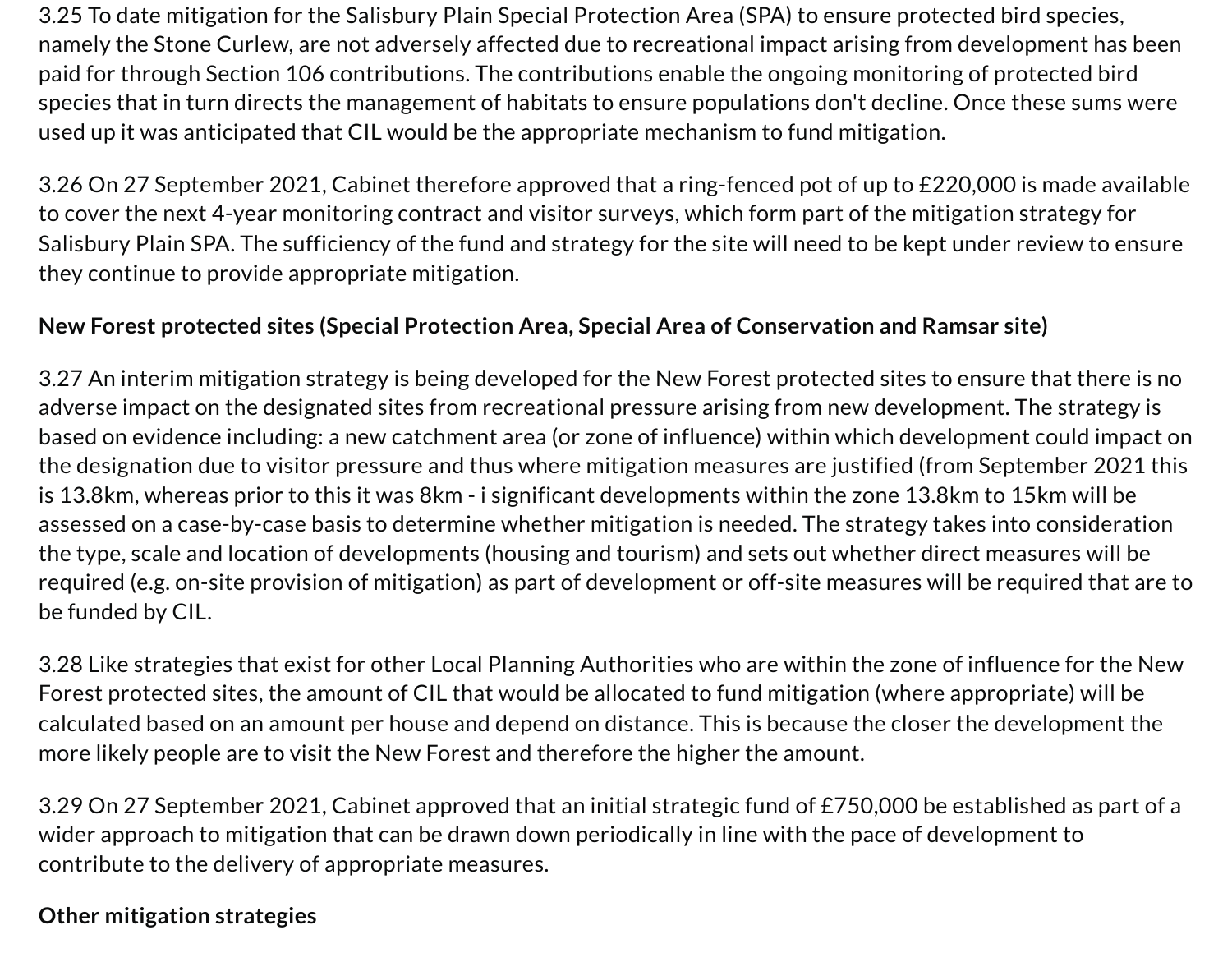3.25 To date mitigation for the Salisbury Plain Special Protection Area (SPA) to ensure protected bird species, namely the Stone Curlew, are not adversely affected due to recreational impact arising from development has been paid for through Section 106 contributions. The contributions enable the ongoing monitoring of protected bird species that in turn directs the management of habitats to ensure populations don't decline. Once these sums were used up it was anticipated that CIL would be the appropriate mechanism to fund mitigation.

3.26 On 27 September 2021, Cabinet therefore approved that a ring-fenced pot of up to £220,000 is made available to cover the next 4-year monitoring contract and visitor surveys, which form part of the mitigation strategy for Salisbury Plain SPA. The sufficiency of the fund and strategy for the site will need to be kept under review to ensure they continue to provide appropriate mitigation.

**New Forest protected sites (Special Protection Area, Special Area of Conservation and Ramsar site)**

3.27 An interim mitigation strategy is being developed for the New Forest protected sites to ensure that there is no adverse impact on the designated sites from recreational pressure arising from new development. The strategy is based on evidence including: a new catchment area (or zone of influence) within which development could impact on the designation due to visitor pressure and thus where mitigation measures are justified (from September 2021 this is 13.8km, whereas prior to this it was 8km - i significant developments within the zone 13.8km to 15km will be assessed on a case-by-case basis to determine whether mitigation is needed. The strategy takes into consideration the type, scale and location of developments (housing and tourism) and sets out whether direct measures will be required (e.g. on-site provision of mitigation) as part of development or off-site measures will be required that are to be funded by CIL.

3.28 Like strategies that exist for other Local Planning Authorities who are within the zone of influence for the New Forest protected sites, the amount of CIL that would be allocated to fund mitigation (where appropriate) will be calculated based on an amount per house and depend on distance. This is because the closer the development the more likely people are to visit the New Forest and therefore the higher the amount.

3.29 On 27 September 2021, Cabinet approved that an initial strategic fund of £750,000 be established as part of a wider approach to mitigation that can be drawn down periodically in line with the pace of development to contribute to the delivery of appropriate measures.

**Other mitigation strategies**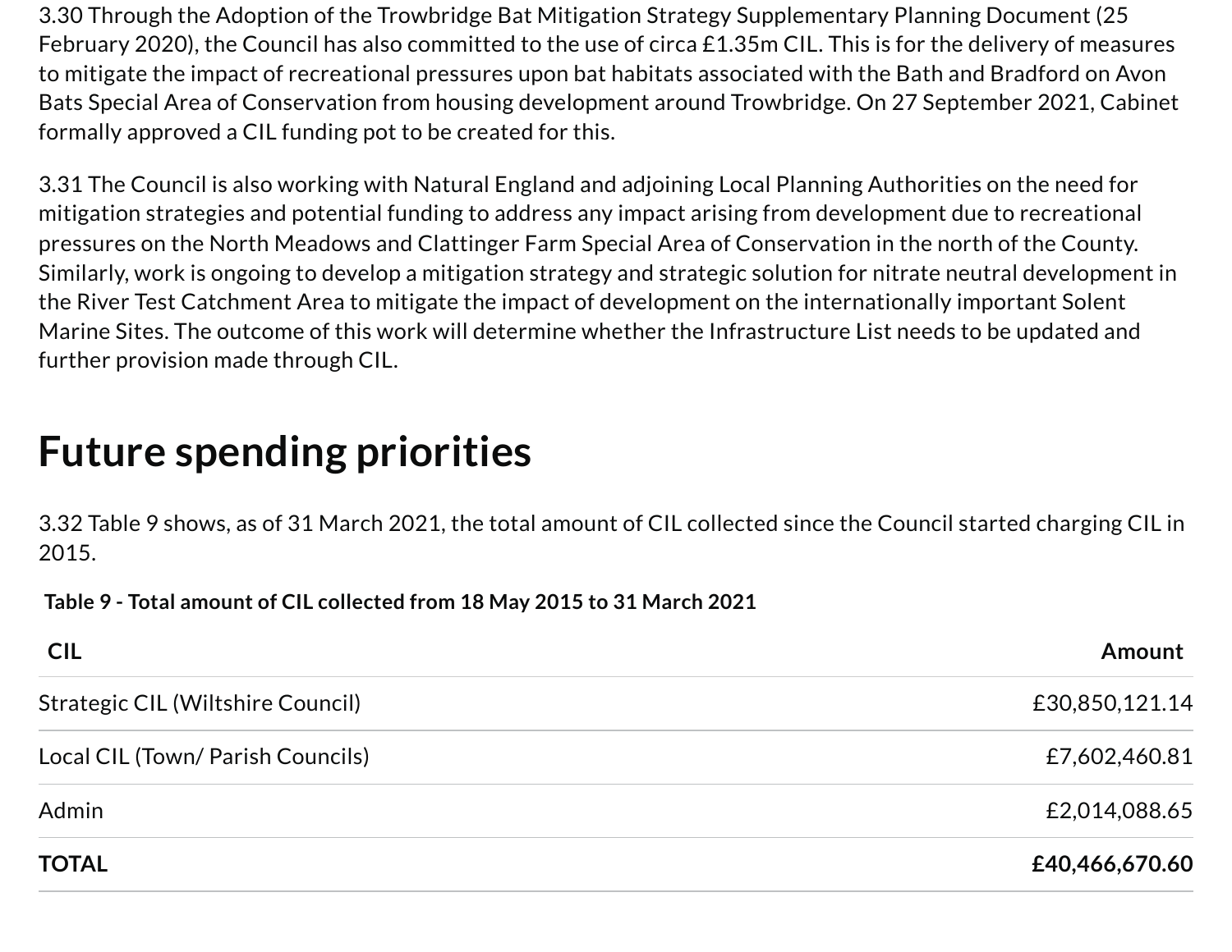3.30 Through the Adoption of the Trowbridge Bat Mitigation Strategy Supplementary Planning Document (25 February 2020), the Council has also committed to the use of circa £1.35m CIL. This is for the delivery of measures to mitigate the impact of recreational pressures upon bat habitats associated with the Bath and Bradford on Avon Bats Special Area of Conservation from housing development around Trowbridge. On 27 September 2021, Cabinet formally approved a CIL funding pot to be created for this.

3.31 The Council is also working with Natural England and adjoining Local Planning Authorities on the need for mitigation strategies and potential funding to address any impact arising from development due to recreational pressures on the North Meadows and Clattinger Farm Special Area of Conservation in the north of the County. Similarly, work is ongoing to develop a mitigation strategy and strategic solution for nitrate neutral development in the River Test Catchment Area to mitigate the impact of development on the internationally important Solent Marine Sites. The outcome of this work will determine whether the Infrastructure List needs to be updated and further provision made through CIL.

## Future spending priorities

3.32 Table 9 shows, as of 31 March 2021, the total amount of CIL collected since the Council started charging CIL in 2015.

**Table 9 - Total amount of CIL collected from 18 May 2015 to 31 March 2021**

| CIL | Amount |
|---|---:|
| Strategic CIL (Wiltshire Council) | £30,850,121.14 |
| Local CIL (Town/ Parish Councils) | £7,602,460.81 |
| Admin | £2,014,088.65 |
| **TOTAL** | **£40,466,670.60** |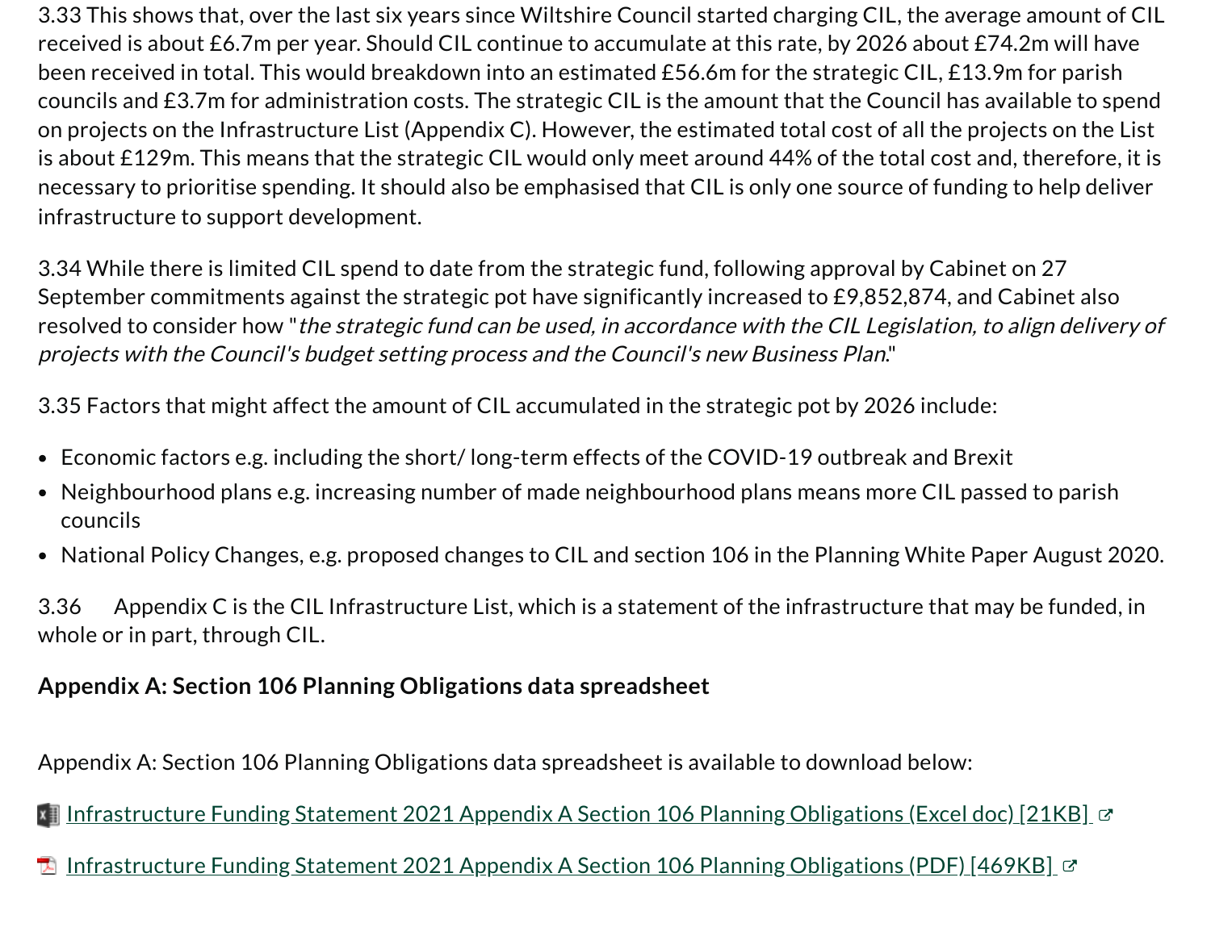3.33 This shows that, over the last six years since Wiltshire Council started charging CIL, the average amount of CIL received is about £6.7m per year. Should CIL continue to accumulate at this rate, by 2026 about £74.2m will have been received in total. This would breakdown into an estimated £56.6m for the strategic CIL, £13.9m for parish councils and £3.7m for administration costs. The strategic CIL is the amount that the Council has available to spend on projects on the Infrastructure List (Appendix C). However, the estimated total cost of all the projects on the List is about £129m. This means that the strategic CIL would only meet around 44% of the total cost and, therefore, it is necessary to prioritise spending. It should also be emphasised that CIL is only one source of funding to help deliver infrastructure to support development.

3.34 While there is limited CIL spend to date from the strategic fund, following approval by Cabinet on 27 September commitments against the strategic pot have significantly increased to £9,852,874, and Cabinet also resolved to consider how "*the strategic fund can be used, in accordance with the CIL Legislation, to align delivery of projects with the Council's budget setting process and the Council's new Business Plan*."

3.35 Factors that might affect the amount of CIL accumulated in the strategic pot by 2026 include:

- Economic factors e.g. including the short/ long-term effects of the COVID-19 outbreak and Brexit
- Neighbourhood plans e.g. increasing number of made neighbourhood plans means more CIL passed to parish councils
- National Policy Changes, e.g. proposed changes to CIL and section 106 in the Planning White Paper August 2020.

3.36 Appendix C is the CIL Infrastructure List, which is a statement of the infrastructure that may be funded, in whole or in part, through CIL.

**Appendix A: Section 106 Planning Obligations data spreadsheet**

Appendix A: Section 106 Planning Obligations data spreadsheet is available to download below:

Infrastructure Funding Statement 2021 Appendix A Section 106 Planning Obligations (Excel doc) [21KB]

Infrastructure Funding Statement 2021 Appendix A Section 106 Planning Obligations (PDF) [469KB]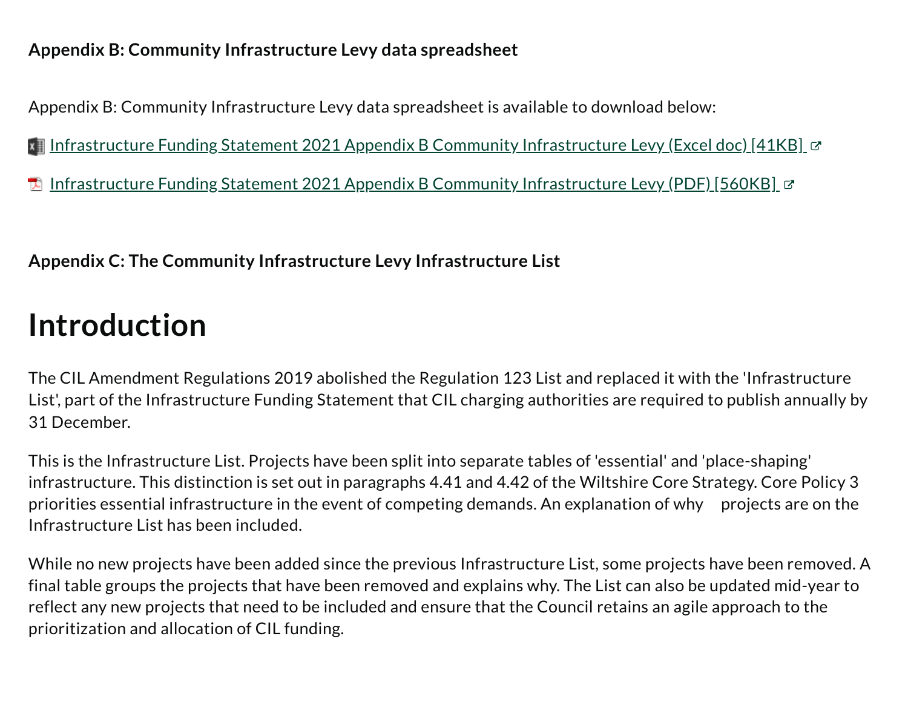**Appendix B: Community Infrastructure Levy data spreadsheet**

Appendix B: Community Infrastructure Levy data spreadsheet is available to download below:

- [Infrastructure Funding Statement 2021 Appendix B Community Infrastructure Levy (Excel doc) [41KB]]
- [Infrastructure Funding Statement 2021 Appendix B Community Infrastructure Levy (PDF) [560KB]]

**Appendix C: The Community Infrastructure Levy Infrastructure List**

# Introduction

The CIL Amendment Regulations 2019 abolished the Regulation 123 List and replaced it with the 'Infrastructure List', part of the Infrastructure Funding Statement that CIL charging authorities are required to publish annually by 31 December.

This is the Infrastructure List. Projects have been split into separate tables of 'essential' and 'place-shaping' infrastructure. This distinction is set out in paragraphs 4.41 and 4.42 of the Wiltshire Core Strategy. Core Policy 3 priorities essential infrastructure in the event of competing demands. An explanation of why projects are on the Infrastructure List has been included.

While no new projects have been added since the previous Infrastructure List, some projects have been removed. A final table groups the projects that have been removed and explains why. The List can also be updated mid-year to reflect any new projects that need to be included and ensure that the Council retains an agile approach to the prioritization and allocation of CIL funding.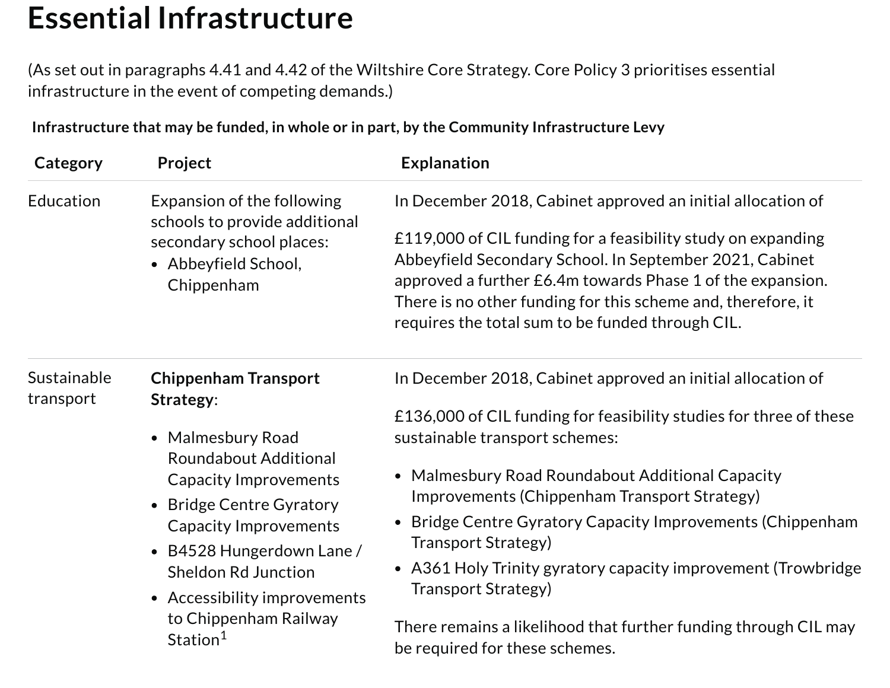# Essential Infrastructure

(As set out in paragraphs 4.41 and 4.42 of the Wiltshire Core Strategy. Core Policy 3 prioritises essential infrastructure in the event of competing demands.)

**Infrastructure that may be funded, in whole or in part, by the Community Infrastructure Levy**

| Category | Project | Explanation |
| --- | --- | --- |
| Education | Expansion of the following schools to provide additional secondary school places:<br>• Abbeyfield School, Chippenham | In December 2018, Cabinet approved an initial allocation of<br><br>£119,000 of CIL funding for a feasibility study on expanding Abbeyfield Secondary School. In September 2021, Cabinet approved a further £6.4m towards Phase 1 of the expansion. There is no other funding for this scheme and, therefore, it requires the total sum to be funded through CIL. |
| Sustainable transport | **Chippenham Transport Strategy**:<br><br>• Malmesbury Road Roundabout Additional Capacity Improvements<br>• Bridge Centre Gyratory Capacity Improvements<br>• B4528 Hungerdown Lane / Sheldon Rd Junction<br>• Accessibility improvements to Chippenham Railway Station[1] | In December 2018, Cabinet approved an initial allocation of<br><br>£136,000 of CIL funding for feasibility studies for three of these sustainable transport schemes:<br><br>• Malmesbury Road Roundabout Additional Capacity Improvements (Chippenham Transport Strategy)<br>• Bridge Centre Gyratory Capacity Improvements (Chippenham Transport Strategy)<br>• A361 Holy Trinity gyratory capacity improvement (Trowbridge Transport Strategy)<br><br>There remains a likelihood that further funding through CIL may be required for these schemes. |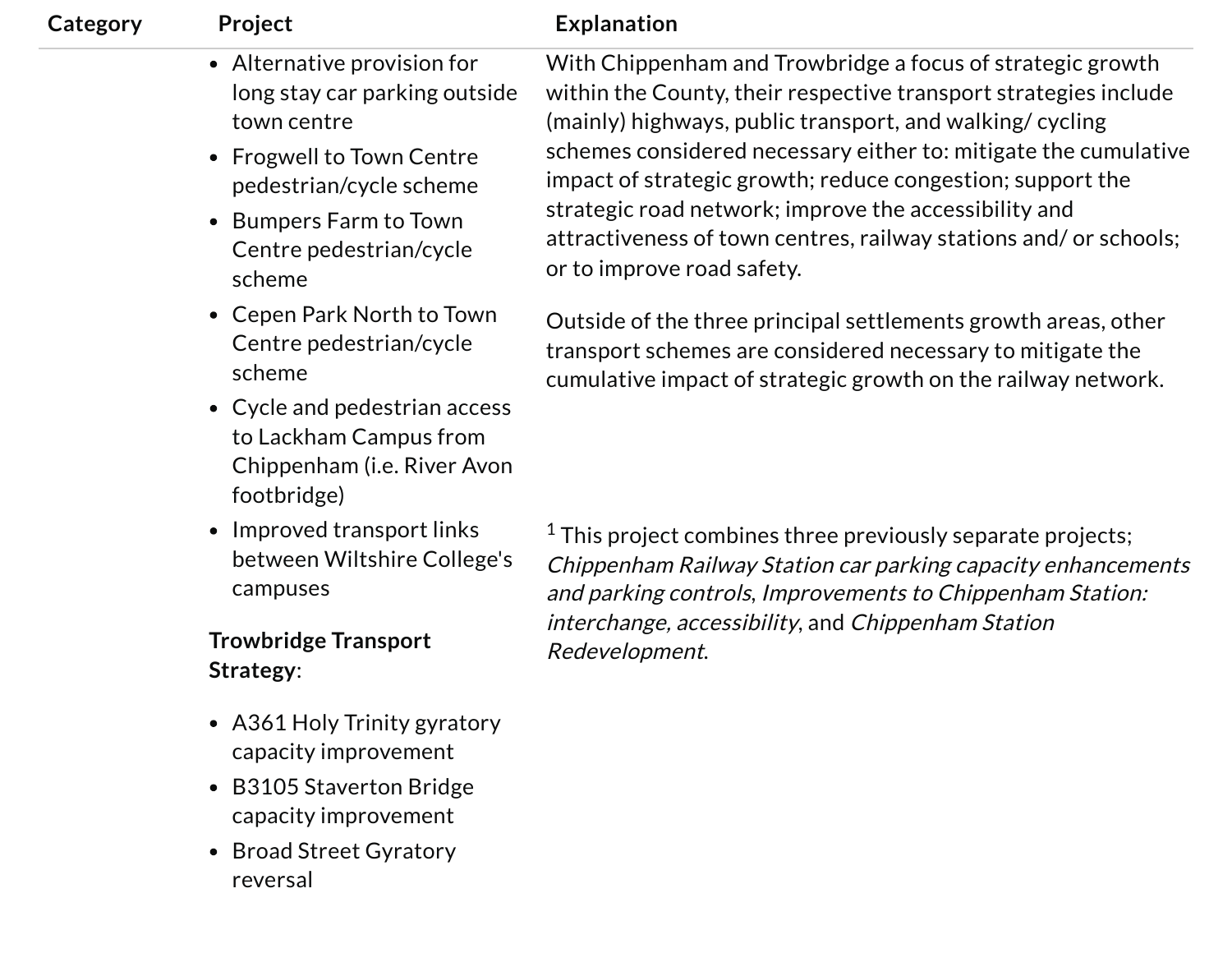| Category | Project | Explanation |
| --- | --- | --- |
| | <ul><li>Alternative provision for long stay car parking outside town centre</li><li>Frogwell to Town Centre pedestrian/cycle scheme</li><li>Bumpers Farm to Town Centre pedestrian/cycle scheme</li><li>Cepen Park North to Town Centre pedestrian/cycle scheme</li><li>Cycle and pedestrian access to Lackham Campus from Chippenham (i.e. River Avon footbridge)</li><li>Improved transport links between Wiltshire College's campuses</li></ul> **Trowbridge Transport Strategy**: <ul><li>A361 Holy Trinity gyratory capacity improvement</li><li>B3105 Staverton Bridge capacity improvement</li><li>Broad Street Gyratory reversal</li></ul> | With Chippenham and Trowbridge a focus of strategic growth within the County, their respective transport strategies include (mainly) highways, public transport, and walking/ cycling schemes considered necessary either to: mitigate the cumulative impact of strategic growth; reduce congestion; support the strategic road network; improve the accessibility and attractiveness of town centres, railway stations and/ or schools; or to improve road safety.<br><br>Outside of the three principal settlements growth areas, other transport schemes are considered necessary to mitigate the cumulative impact of strategic growth on the railway network.<br><br>[1] This project combines three previously separate projects; *Chippenham Railway Station car parking capacity enhancements and parking controls*, *Improvements to Chippenham Station: interchange, accessibility*, and *Chippenham Station Redevelopment*. |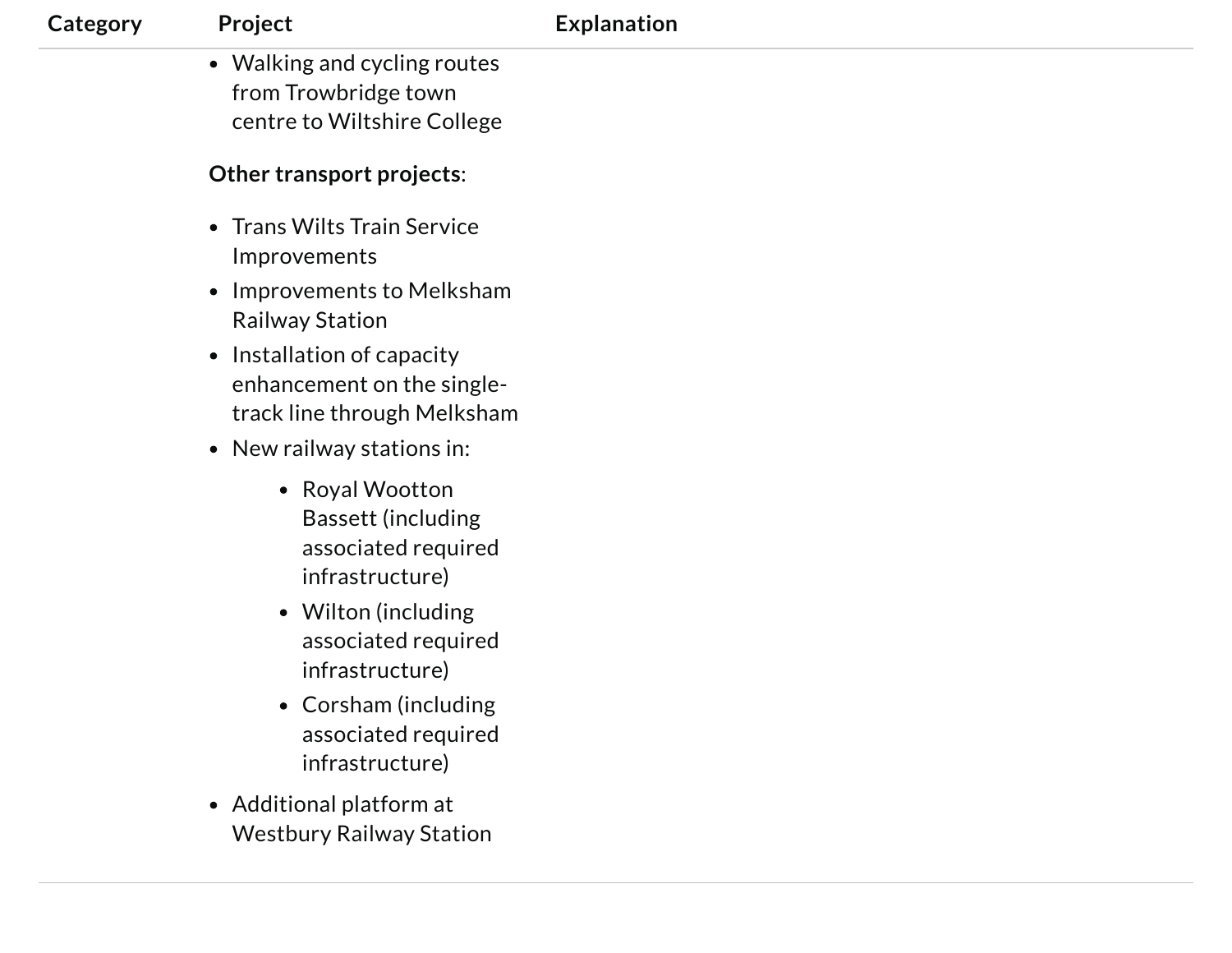| Category | Project | Explanation |
| --- | --- | --- |
| | <ul><li>Walking and cycling routes from Trowbridge town centre to Wiltshire College</li></ul> **Other transport projects**: <ul><li>Trans Wilts Train Service Improvements</li><li>Improvements to Melksham Railway Station</li><li>Installation of capacity enhancement on the single-track line through Melksham</li><li>New railway stations in:<ul><li>Royal Wootton Bassett (including associated required infrastructure)</li><li>Wilton (including associated required infrastructure)</li><li>Corsham (including associated required infrastructure)</li></ul></li><li>Additional platform at Westbury Railway Station</li></ul> | |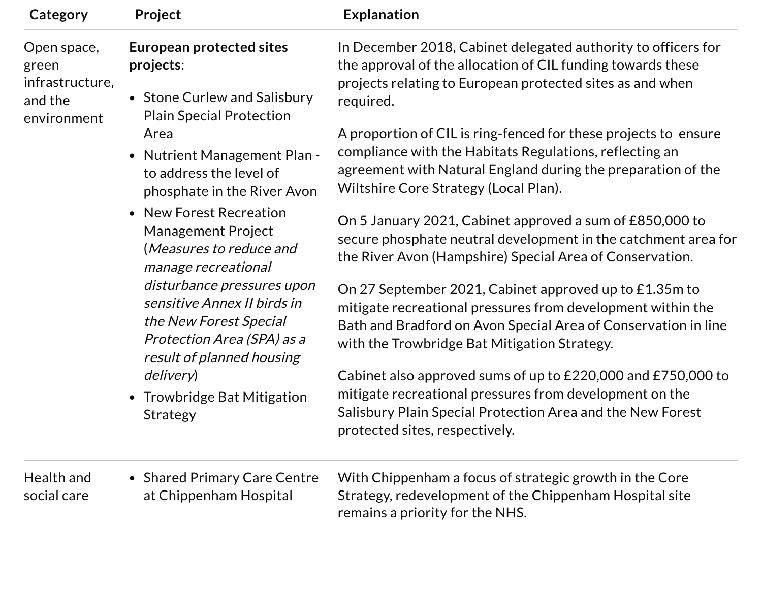| Category | Project | Explanation |
|---|---|---|
| Open space, green infrastructure, and the environment | **European protected sites projects**:<br>• Stone Curlew and Salisbury Plain Special Protection Area<br>• Nutrient Management Plan - to address the level of phosphate in the River Avon<br>• New Forest Recreation Management Project (*Measures to reduce and manage recreational disturbance pressures upon sensitive Annex II birds in the New Forest Special Protection Area (SPA) as a result of planned housing delivery*)<br>• Trowbridge Bat Mitigation Strategy | In December 2018, Cabinet delegated authority to officers for the approval of the allocation of CIL funding towards these projects relating to European protected sites as and when required.<br><br>A proportion of CIL is ring-fenced for these projects to ensure compliance with the Habitats Regulations, reflecting an agreement with Natural England during the preparation of the Wiltshire Core Strategy (Local Plan).<br><br>On 5 January 2021, Cabinet approved a sum of £850,000 to secure phosphate neutral development in the catchment area for the River Avon (Hampshire) Special Area of Conservation.<br><br>On 27 September 2021, Cabinet approved up to £1.35m to mitigate recreational pressures from development within the Bath and Bradford on Avon Special Area of Conservation in line with the Trowbridge Bat Mitigation Strategy.<br><br>Cabinet also approved sums of up to £220,000 and £750,000 to mitigate recreational pressures from development on the Salisbury Plain Special Protection Area and the New Forest protected sites, respectively. |
| Health and social care | • Shared Primary Care Centre at Chippenham Hospital | With Chippenham a focus of strategic growth in the Core Strategy, redevelopment of the Chippenham Hospital site remains a priority for the NHS. |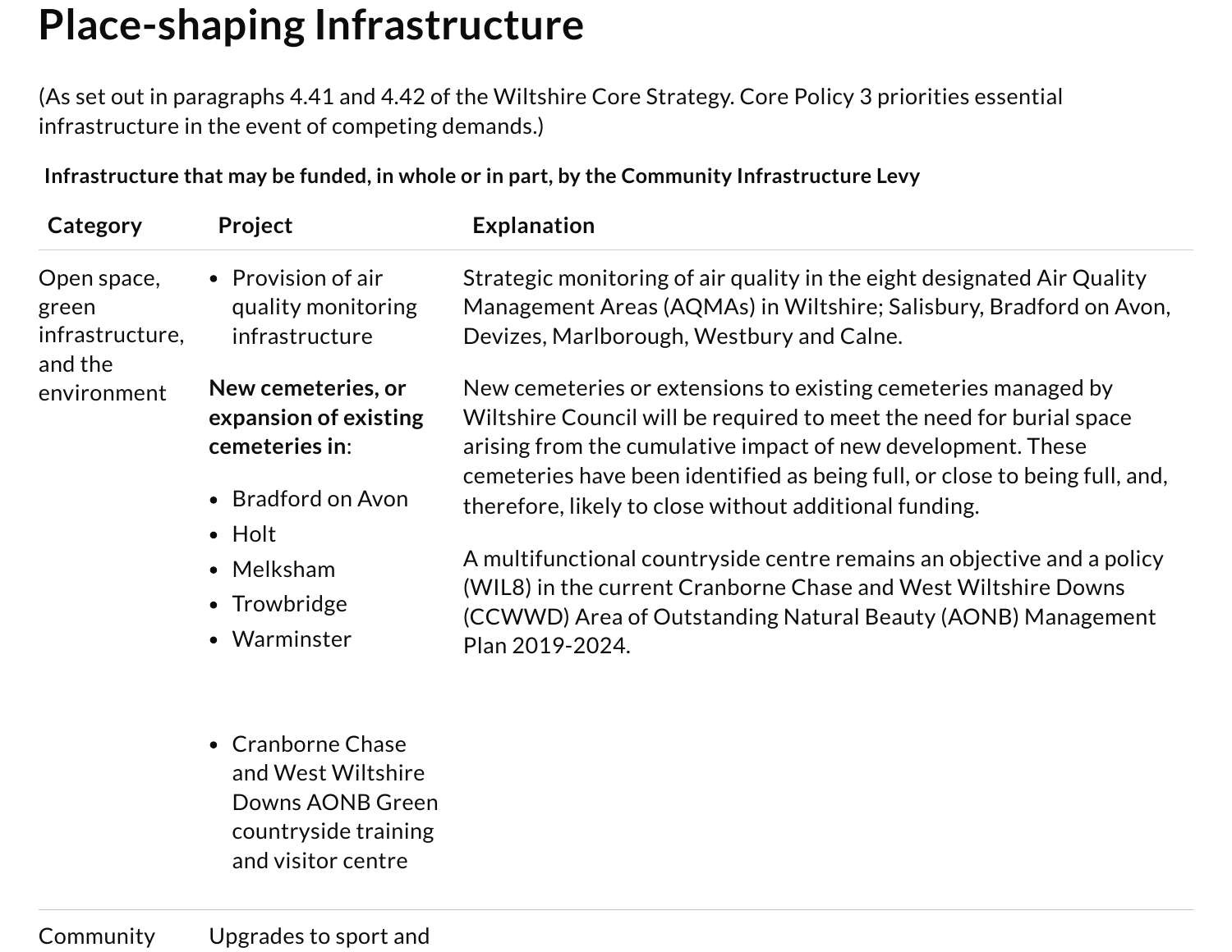# Place-shaping Infrastructure

(As set out in paragraphs 4.41 and 4.42 of the Wiltshire Core Strategy. Core Policy 3 priorities essential infrastructure in the event of competing demands.)

**Infrastructure that may be funded, in whole or in part, by the Community Infrastructure Levy**

| Category | Project | Explanation |
|---|---|---|
| Open space, green infrastructure, and the environment | • Provision of air quality monitoring infrastructure | Strategic monitoring of air quality in the eight designated Air Quality Management Areas (AQMAs) in Wiltshire; Salisbury, Bradford on Avon, Devizes, Marlborough, Westbury and Calne. |
| | **New cemeteries, or expansion of existing cemeteries in**: <br>• Bradford on Avon <br>• Holt <br>• Melksham <br>• Trowbridge <br>• Warminster | New cemeteries or extensions to existing cemeteries managed by Wiltshire Council will be required to meet the need for burial space arising from the cumulative impact of new development. These cemeteries have been identified as being full, or close to being full, and, therefore, likely to close without additional funding. |
| | • Cranborne Chase and West Wiltshire Downs AONB Green countryside training and visitor centre | A multifunctional countryside centre remains an objective and a policy (WIL8) in the current Cranborne Chase and West Wiltshire Downs (CCWWD) Area of Outstanding Natural Beauty (AONB) Management Plan 2019-2024. |
| Community | Upgrades to sport and | |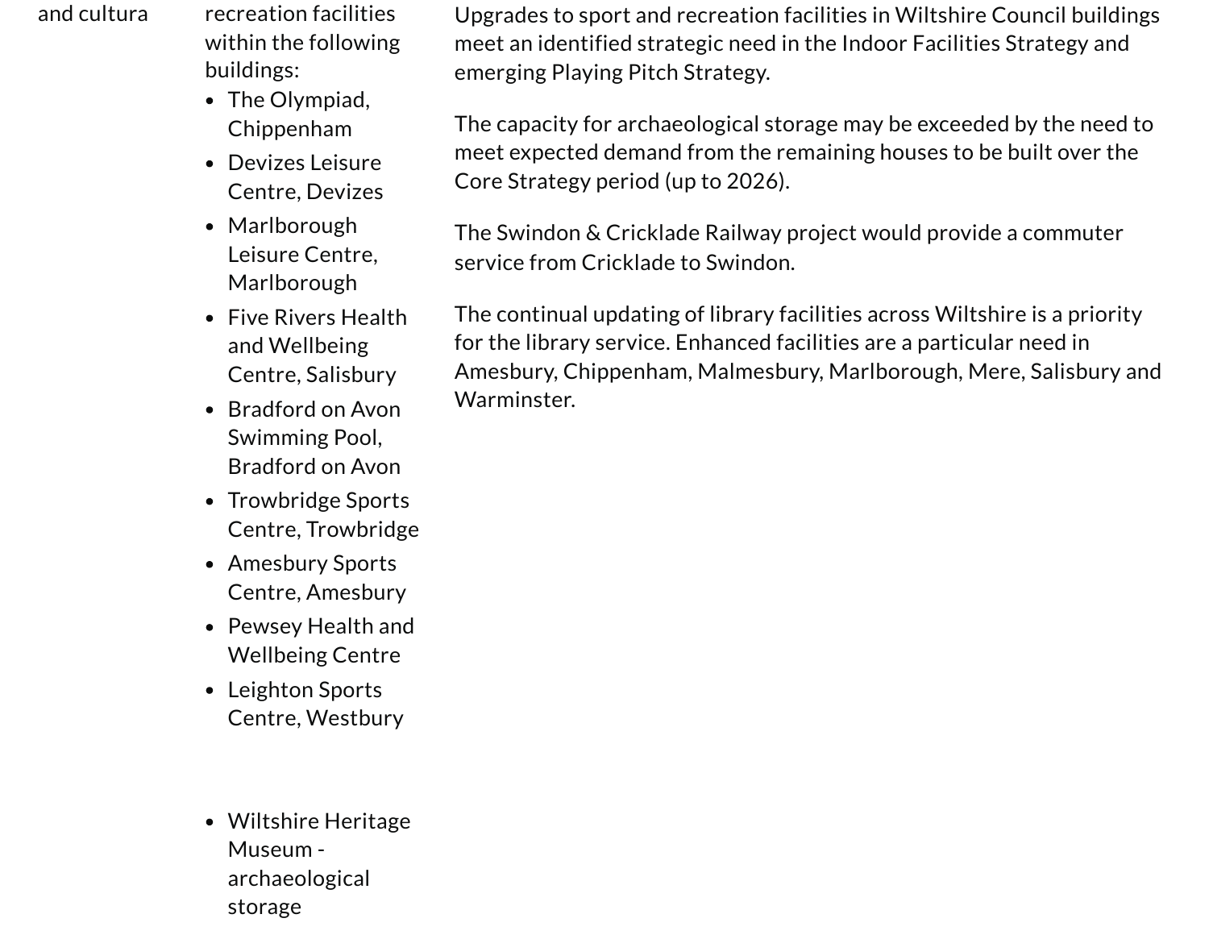| | | |
|---|---|---|
| and cultura | recreation facilities within the following buildings:<br>• The Olympiad, Chippenham<br>• Devizes Leisure Centre, Devizes<br>• Marlborough Leisure Centre, Marlborough<br>• Five Rivers Health and Wellbeing Centre, Salisbury<br>• Bradford on Avon Swimming Pool, Bradford on Avon<br>• Trowbridge Sports Centre, Trowbridge<br>• Amesbury Sports Centre, Amesbury<br>• Pewsey Health and Wellbeing Centre<br>• Leighton Sports Centre, Westbury<br><br>• Wiltshire Heritage Museum - archaeological storage | Upgrades to sport and recreation facilities in Wiltshire Council buildings meet an identified strategic need in the Indoor Facilities Strategy and emerging Playing Pitch Strategy.<br><br>The capacity for archaeological storage may be exceeded by the need to meet expected demand from the remaining houses to be built over the Core Strategy period (up to 2026).<br><br>The Swindon & Cricklade Railway project would provide a commuter service from Cricklade to Swindon.<br><br>The continual updating of library facilities across Wiltshire is a priority for the library service. Enhanced facilities are a particular need in Amesbury, Chippenham, Malmesbury, Marlborough, Mere, Salisbury and Warminster. |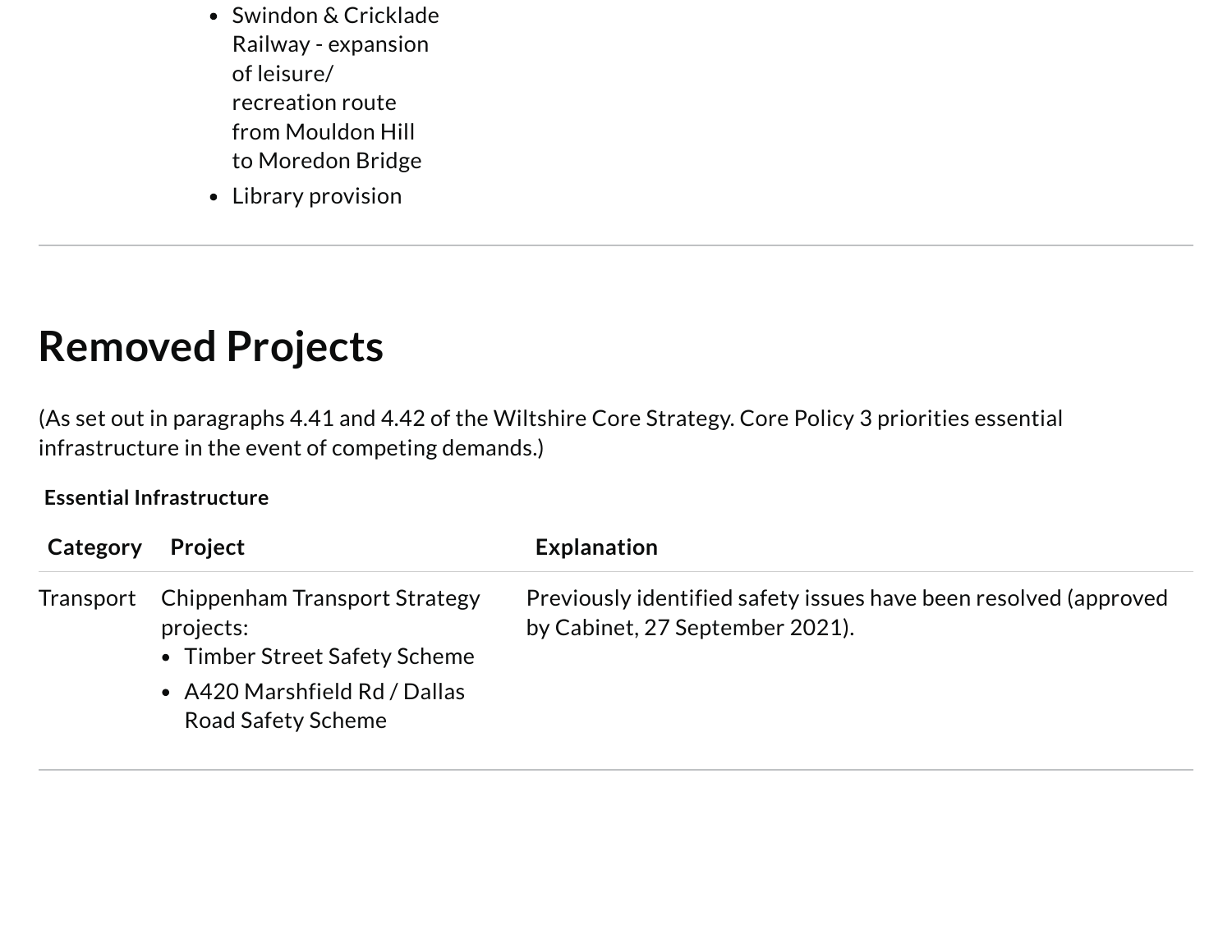- Swindon & Cricklade Railway - expansion of leisure/ recreation route from Mouldon Hill to Moredon Bridge
- Library provision

## Removed Projects

(As set out in paragraphs 4.41 and 4.42 of the Wiltshire Core Strategy. Core Policy 3 priorities essential infrastructure in the event of competing demands.)

**Essential Infrastructure**

| Category | Project | Explanation |
|---|---|---|
| Transport | Chippenham Transport Strategy projects:<br>• Timber Street Safety Scheme<br>• A420 Marshfield Rd / Dallas Road Safety Scheme | Previously identified safety issues have been resolved (approved by Cabinet, 27 September 2021). |